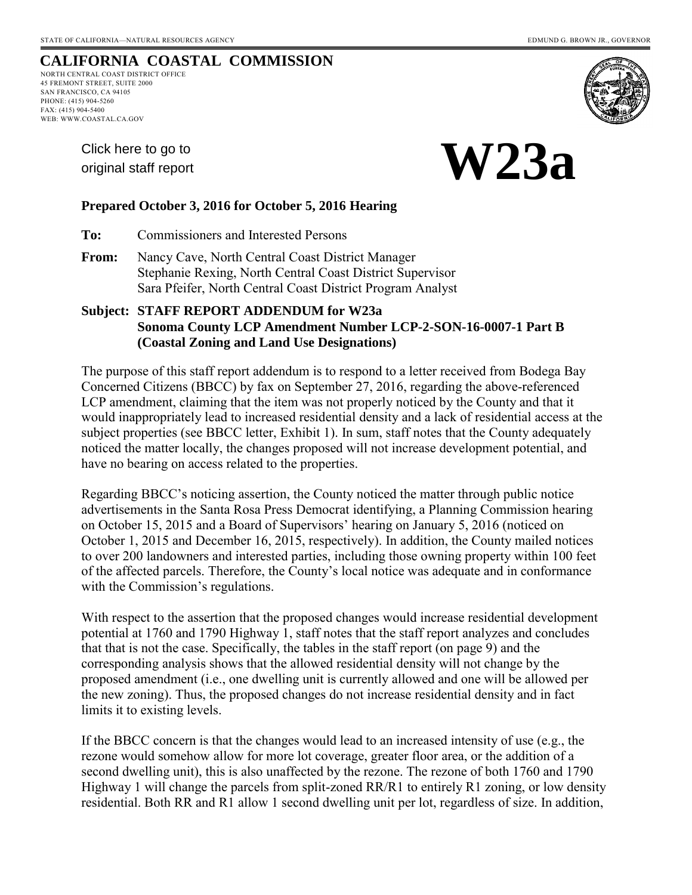STATE OF CALIFORNIA—NATURAL RESOURCES AGENCY EDMUND G. BROWN JR., GOVERNOR

# CALIFORNIA COASTAL COMMISSION

NORTH CENTRAL COAST DISTRICT OFFICE
45 FREMONT STREET, SUITE 2000
SAN FRANCISCO, CA 94105
PHONE: (415) 904-5260
FAX: (415) 904-5400
WEB: WWW.COASTAL.CA.GOV

Click here to go to original staff report

# W23a

**Prepared October 3, 2016 for October 5, 2016 Hearing**

**To:** Commissioners and Interested Persons

**From:** Nancy Cave, North Central Coast District Manager
Stephanie Rexing, North Central Coast District Supervisor
Sara Pfeifer, North Central Coast District Program Analyst

**Subject: STAFF REPORT ADDENDUM for W23a
Sonoma County LCP Amendment Number LCP-2-SON-16-0007-1 Part B
(Coastal Zoning and Land Use Designations)**

The purpose of this staff report addendum is to respond to a letter received from Bodega Bay Concerned Citizens (BBCC) by fax on September 27, 2016, regarding the above-referenced LCP amendment, claiming that the item was not properly noticed by the County and that it would inappropriately lead to increased residential density and a lack of residential access at the subject properties (see BBCC letter, Exhibit 1). In sum, staff notes that the County adequately noticed the matter locally, the changes proposed will not increase development potential, and have no bearing on access related to the properties.

Regarding BBCC's noticing assertion, the County noticed the matter through public notice advertisements in the Santa Rosa Press Democrat identifying, a Planning Commission hearing on October 15, 2015 and a Board of Supervisors' hearing on January 5, 2016 (noticed on October 1, 2015 and December 16, 2015, respectively). In addition, the County mailed notices to over 200 landowners and interested parties, including those owning property within 100 feet of the affected parcels. Therefore, the County's local notice was adequate and in conformance with the Commission's regulations.

With respect to the assertion that the proposed changes would increase residential development potential at 1760 and 1790 Highway 1, staff notes that the staff report analyzes and concludes that that is not the case. Specifically, the tables in the staff report (on page 9) and the corresponding analysis shows that the allowed residential density will not change by the proposed amendment (i.e., one dwelling unit is currently allowed and one will be allowed per the new zoning). Thus, the proposed changes do not increase residential density and in fact limits it to existing levels.

If the BBCC concern is that the changes would lead to an increased intensity of use (e.g., the rezone would somehow allow for more lot coverage, greater floor area, or the addition of a second dwelling unit), this is also unaffected by the rezone. The rezone of both 1760 and 1790 Highway 1 will change the parcels from split-zoned RR/R1 to entirely R1 zoning, or low density residential. Both RR and R1 allow 1 second dwelling unit per lot, regardless of size. In addition,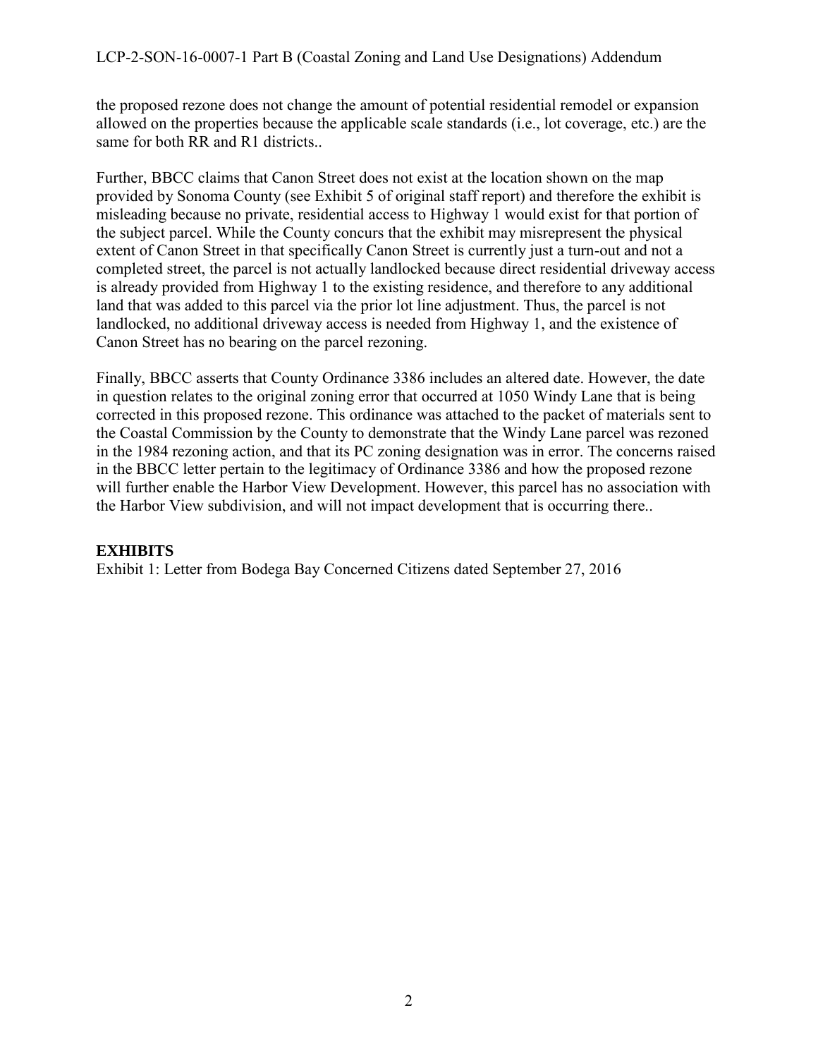the proposed rezone does not change the amount of potential residential remodel or expansion allowed on the properties because the applicable scale standards (i.e., lot coverage, etc.) are the same for both RR and R1 districts..

Further, BBCC claims that Canon Street does not exist at the location shown on the map provided by Sonoma County (see Exhibit 5 of original staff report) and therefore the exhibit is misleading because no private, residential access to Highway 1 would exist for that portion of the subject parcel. While the County concurs that the exhibit may misrepresent the physical extent of Canon Street in that specifically Canon Street is currently just a turn-out and not a completed street, the parcel is not actually landlocked because direct residential driveway access is already provided from Highway 1 to the existing residence, and therefore to any additional land that was added to this parcel via the prior lot line adjustment. Thus, the parcel is not landlocked, no additional driveway access is needed from Highway 1, and the existence of Canon Street has no bearing on the parcel rezoning.

Finally, BBCC asserts that County Ordinance 3386 includes an altered date. However, the date in question relates to the original zoning error that occurred at 1050 Windy Lane that is being corrected in this proposed rezone. This ordinance was attached to the packet of materials sent to the Coastal Commission by the County to demonstrate that the Windy Lane parcel was rezoned in the 1984 rezoning action, and that its PC zoning designation was in error. The concerns raised in the BBCC letter pertain to the legitimacy of Ordinance 3386 and how the proposed rezone will further enable the Harbor View Development. However, this parcel has no association with the Harbor View subdivision, and will not impact development that is occurring there..

**EXHIBITS**

Exhibit 1: Letter from Bodega Bay Concerned Citizens dated September 27, 2016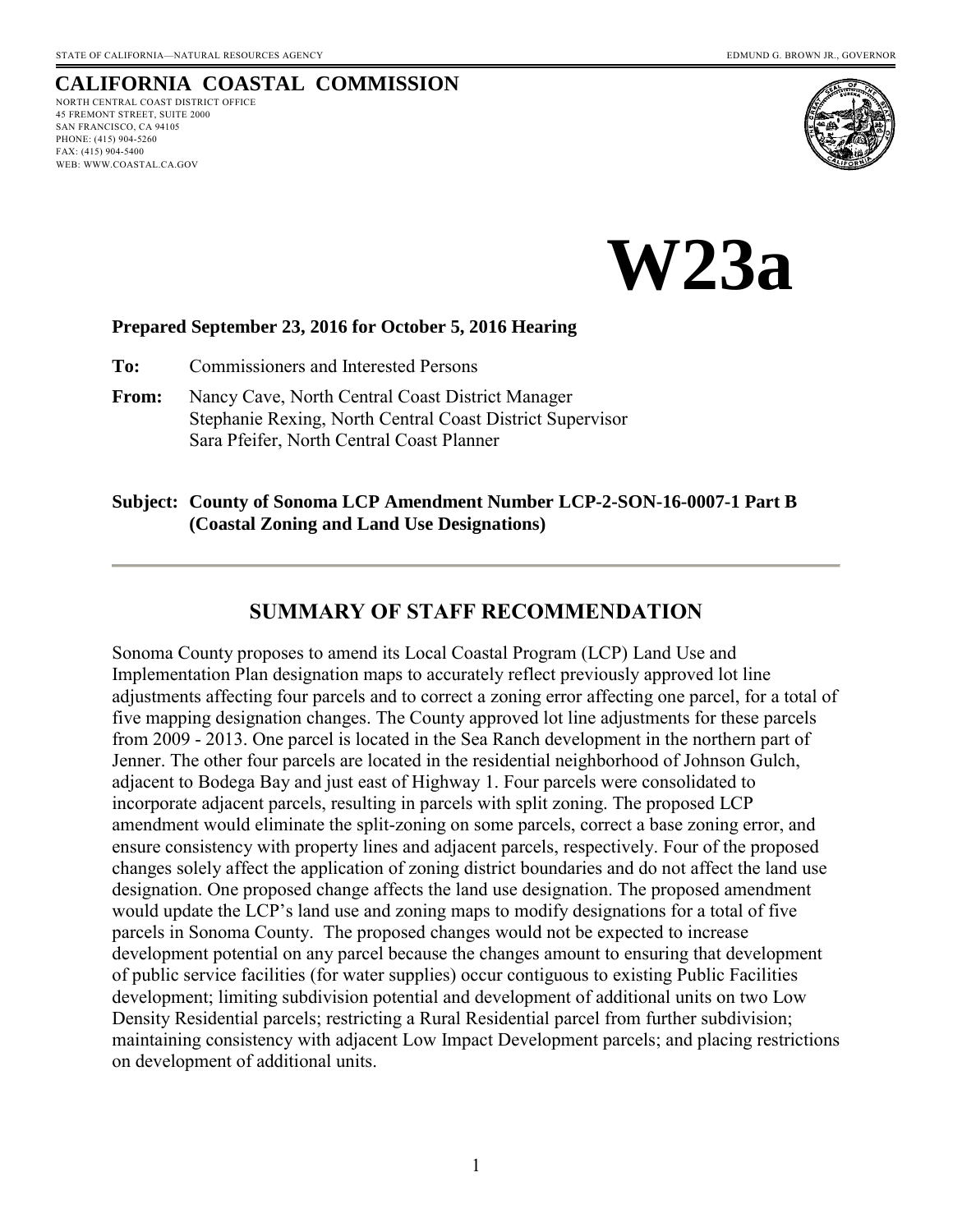STATE OF CALIFORNIA—NATURAL RESOURCES AGENCY EDMUND G. BROWN JR., GOVERNOR

**CALIFORNIA COASTAL COMMISSION**
NORTH CENTRAL COAST DISTRICT OFFICE
45 FREMONT STREET, SUITE 2000
SAN FRANCISCO, CA 94105
PHONE: (415) 904-5260
FAX: (415) 904-5400
WEB: WWW.COASTAL.CA.GOV

# W23a

**Prepared September 23, 2016 for October 5, 2016 Hearing**

**To:** Commissioners and Interested Persons

**From:** Nancy Cave, North Central Coast District Manager
Stephanie Rexing, North Central Coast District Supervisor
Sara Pfeifer, North Central Coast Planner

**Subject: County of Sonoma LCP Amendment Number LCP-2-SON-16-0007-1 Part B (Coastal Zoning and Land Use Designations)**

---

## SUMMARY OF STAFF RECOMMENDATION

Sonoma County proposes to amend its Local Coastal Program (LCP) Land Use and Implementation Plan designation maps to accurately reflect previously approved lot line adjustments affecting four parcels and to correct a zoning error affecting one parcel, for a total of five mapping designation changes. The County approved lot line adjustments for these parcels from 2009 - 2013. One parcel is located in the Sea Ranch development in the northern part of Jenner. The other four parcels are located in the residential neighborhood of Johnson Gulch, adjacent to Bodega Bay and just east of Highway 1. Four parcels were consolidated to incorporate adjacent parcels, resulting in parcels with split zoning. The proposed LCP amendment would eliminate the split-zoning on some parcels, correct a base zoning error, and ensure consistency with property lines and adjacent parcels, respectively. Four of the proposed changes solely affect the application of zoning district boundaries and do not affect the land use designation. One proposed change affects the land use designation. The proposed amendment would update the LCP's land use and zoning maps to modify designations for a total of five parcels in Sonoma County. The proposed changes would not be expected to increase development potential on any parcel because the changes amount to ensuring that development of public service facilities (for water supplies) occur contiguous to existing Public Facilities development; limiting subdivision potential and development of additional units on two Low Density Residential parcels; restricting a Rural Residential parcel from further subdivision; maintaining consistency with adjacent Low Impact Development parcels; and placing restrictions on development of additional units.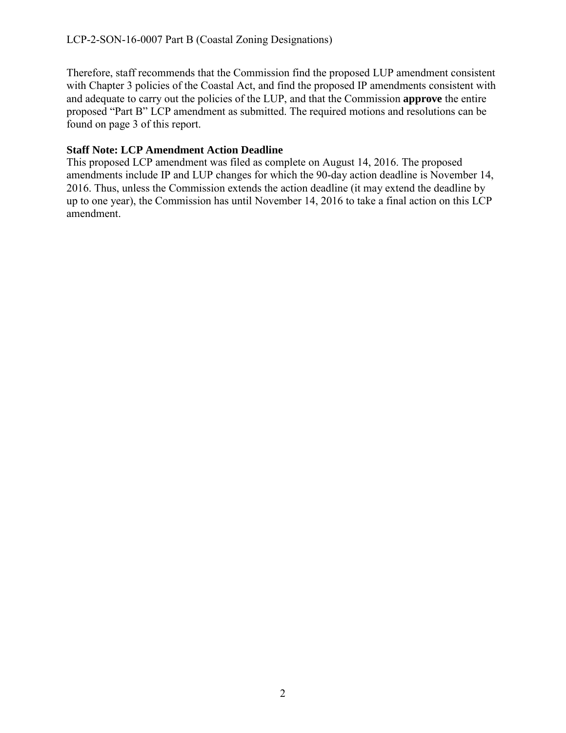Therefore, staff recommends that the Commission find the proposed LUP amendment consistent with Chapter 3 policies of the Coastal Act, and find the proposed IP amendments consistent with and adequate to carry out the policies of the LUP, and that the Commission **approve** the entire proposed "Part B" LCP amendment as submitted. The required motions and resolutions can be found on page 3 of this report.

**Staff Note: LCP Amendment Action Deadline**
This proposed LCP amendment was filed as complete on August 14, 2016. The proposed amendments include IP and LUP changes for which the 90-day action deadline is November 14, 2016. Thus, unless the Commission extends the action deadline (it may extend the deadline by up to one year), the Commission has until November 14, 2016 to take a final action on this LCP amendment.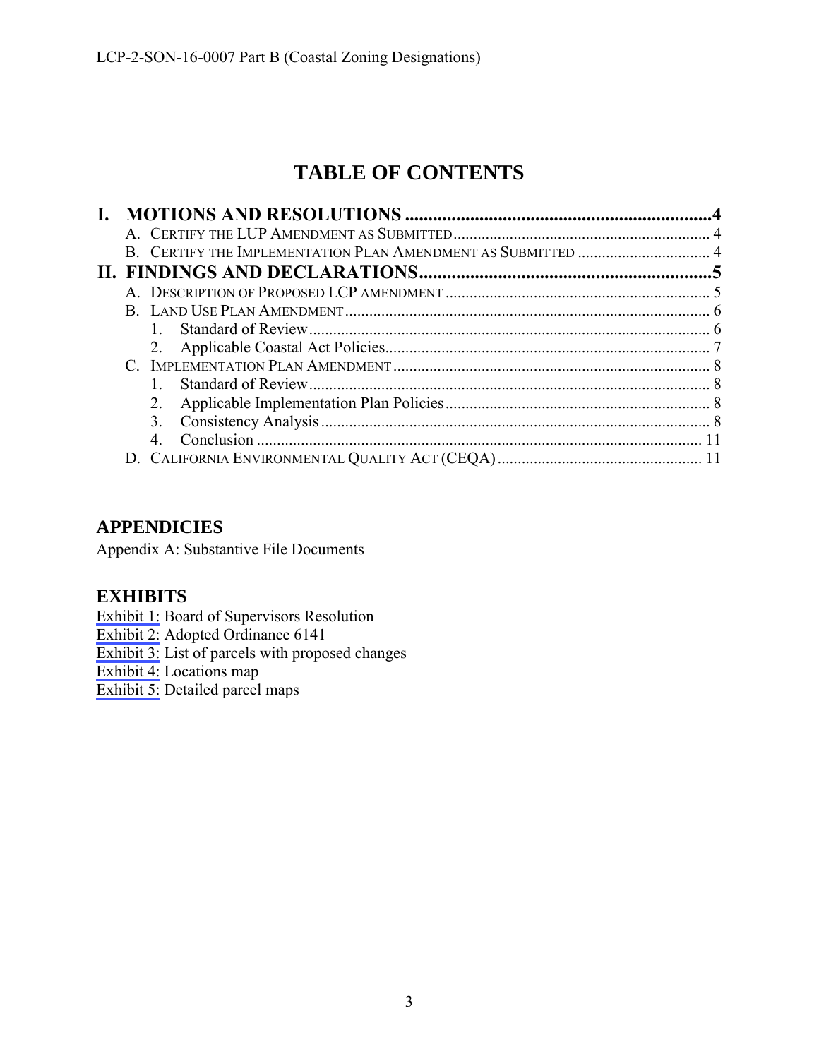# TABLE OF CONTENTS

**I. MOTIONS AND RESOLUTIONS .................................................................4**

A. CERTIFY THE LUP AMENDMENT AS SUBMITTED ................................................................ 4

B. CERTIFY THE IMPLEMENTATION PLAN AMENDMENT AS SUBMITTED ................................. 4

**II. FINDINGS AND DECLARATIONS...............................................................5**

A. DESCRIPTION OF PROPOSED LCP AMENDMENT .................................................................. 5

B. LAND USE PLAN AMENDMENT ........................................................................................... 6

1. Standard of Review .................................................................................................... 6
2. Applicable Coastal Act Policies................................................................................. 7

C. IMPLEMENTATION PLAN AMENDMENT ............................................................................... 8

1. Standard of Review .................................................................................................... 8
2. Applicable Implementation Plan Policies .................................................................. 8
3. Consistency Analysis ................................................................................................. 8
4. Conclusion ............................................................................................................... 11

D. CALIFORNIA ENVIRONMENTAL QUALITY ACT (CEQA) ................................................... 11

## APPENDICIES

Appendix A: Substantive File Documents

## EXHIBITS

Exhibit 1: Board of Supervisors Resolution
Exhibit 2: Adopted Ordinance 6141
Exhibit 3: List of parcels with proposed changes
Exhibit 4: Locations map
Exhibit 5: Detailed parcel maps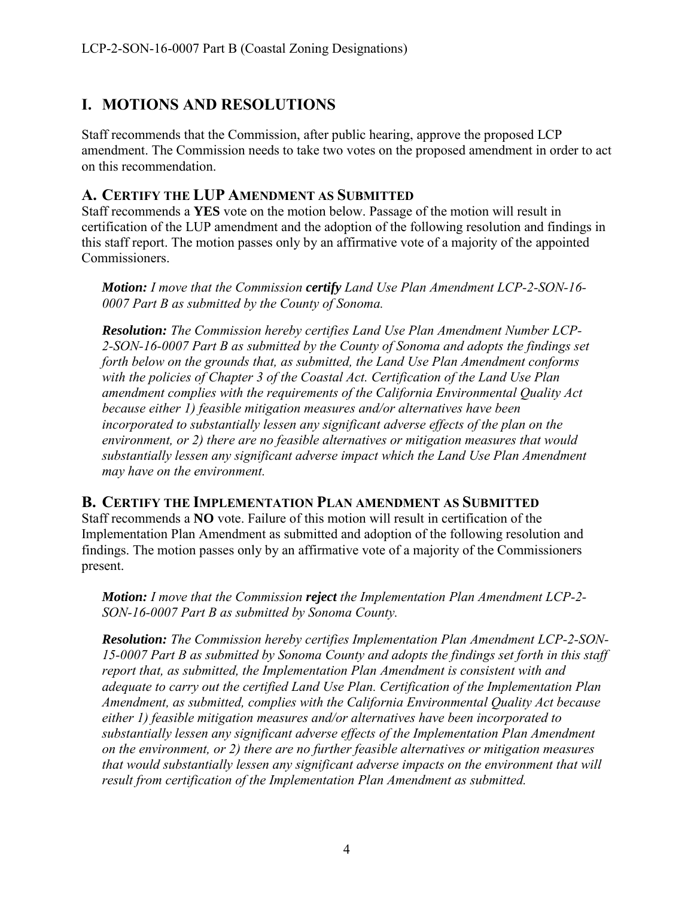# I. MOTIONS AND RESOLUTIONS

Staff recommends that the Commission, after public hearing, approve the proposed LCP amendment. The Commission needs to take two votes on the proposed amendment in order to act on this recommendation.

## A. CERTIFY THE LUP AMENDMENT AS SUBMITTED

Staff recommends a **YES** vote on the motion below. Passage of the motion will result in certification of the LUP amendment and the adoption of the following resolution and findings in this staff report. The motion passes only by an affirmative vote of a majority of the appointed Commissioners.

> ***Motion:*** *I move that the Commission* ***certify*** *Land Use Plan Amendment LCP-2-SON-16-0007 Part B as submitted by the County of Sonoma.*
>
> ***Resolution:*** *The Commission hereby certifies Land Use Plan Amendment Number LCP-2-SON-16-0007 Part B as submitted by the County of Sonoma and adopts the findings set forth below on the grounds that, as submitted, the Land Use Plan Amendment conforms with the policies of Chapter 3 of the Coastal Act. Certification of the Land Use Plan amendment complies with the requirements of the California Environmental Quality Act because either 1) feasible mitigation measures and/or alternatives have been incorporated to substantially lessen any significant adverse effects of the plan on the environment, or 2) there are no feasible alternatives or mitigation measures that would substantially lessen any significant adverse impact which the Land Use Plan Amendment may have on the environment.*

## B. CERTIFY THE IMPLEMENTATION PLAN AMENDMENT AS SUBMITTED

Staff recommends a **NO** vote. Failure of this motion will result in certification of the Implementation Plan Amendment as submitted and adoption of the following resolution and findings. The motion passes only by an affirmative vote of a majority of the Commissioners present.

> ***Motion:*** *I move that the Commission* ***reject*** *the Implementation Plan Amendment LCP-2-SON-16-0007 Part B as submitted by Sonoma County.*
>
> ***Resolution:*** *The Commission hereby certifies Implementation Plan Amendment LCP-2-SON-15-0007 Part B as submitted by Sonoma County and adopts the findings set forth in this staff report that, as submitted, the Implementation Plan Amendment is consistent with and adequate to carry out the certified Land Use Plan. Certification of the Implementation Plan Amendment, as submitted, complies with the California Environmental Quality Act because either 1) feasible mitigation measures and/or alternatives have been incorporated to substantially lessen any significant adverse effects of the Implementation Plan Amendment on the environment, or 2) there are no further feasible alternatives or mitigation measures that would substantially lessen any significant adverse impacts on the environment that will result from certification of the Implementation Plan Amendment as submitted.*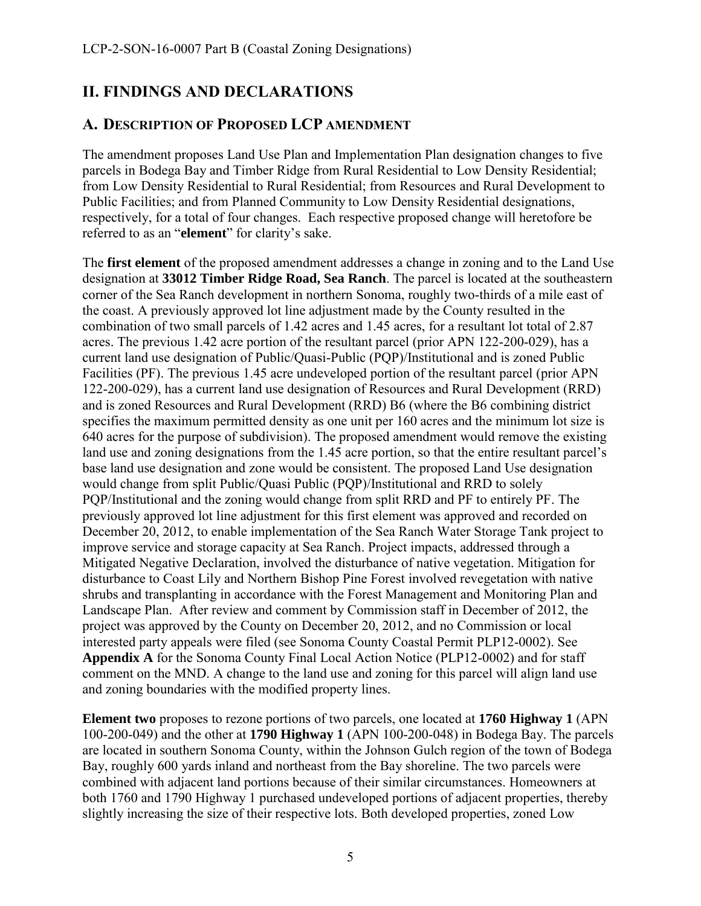# II. FINDINGS AND DECLARATIONS

## A. DESCRIPTION OF PROPOSED LCP AMENDMENT

The amendment proposes Land Use Plan and Implementation Plan designation changes to five parcels in Bodega Bay and Timber Ridge from Rural Residential to Low Density Residential; from Low Density Residential to Rural Residential; from Resources and Rural Development to Public Facilities; and from Planned Community to Low Density Residential designations, respectively, for a total of four changes. Each respective proposed change will heretofore be referred to as an "**element**" for clarity's sake.

The **first element** of the proposed amendment addresses a change in zoning and to the Land Use designation at **33012 Timber Ridge Road, Sea Ranch**. The parcel is located at the southeastern corner of the Sea Ranch development in northern Sonoma, roughly two-thirds of a mile east of the coast. A previously approved lot line adjustment made by the County resulted in the combination of two small parcels of 1.42 acres and 1.45 acres, for a resultant lot total of 2.87 acres. The previous 1.42 acre portion of the resultant parcel (prior APN 122-200-029), has a current land use designation of Public/Quasi-Public (PQP)/Institutional and is zoned Public Facilities (PF). The previous 1.45 acre undeveloped portion of the resultant parcel (prior APN 122-200-029), has a current land use designation of Resources and Rural Development (RRD) and is zoned Resources and Rural Development (RRD) B6 (where the B6 combining district specifies the maximum permitted density as one unit per 160 acres and the minimum lot size is 640 acres for the purpose of subdivision). The proposed amendment would remove the existing land use and zoning designations from the 1.45 acre portion, so that the entire resultant parcel's base land use designation and zone would be consistent. The proposed Land Use designation would change from split Public/Quasi Public (PQP)/Institutional and RRD to solely PQP/Institutional and the zoning would change from split RRD and PF to entirely PF. The previously approved lot line adjustment for this first element was approved and recorded on December 20, 2012, to enable implementation of the Sea Ranch Water Storage Tank project to improve service and storage capacity at Sea Ranch. Project impacts, addressed through a Mitigated Negative Declaration, involved the disturbance of native vegetation. Mitigation for disturbance to Coast Lily and Northern Bishop Pine Forest involved revegetation with native shrubs and transplanting in accordance with the Forest Management and Monitoring Plan and Landscape Plan. After review and comment by Commission staff in December of 2012, the project was approved by the County on December 20, 2012, and no Commission or local interested party appeals were filed (see Sonoma County Coastal Permit PLP12-0002). See **Appendix A** for the Sonoma County Final Local Action Notice (PLP12-0002) and for staff comment on the MND. A change to the land use and zoning for this parcel will align land use and zoning boundaries with the modified property lines.

**Element two** proposes to rezone portions of two parcels, one located at **1760 Highway 1** (APN 100-200-049) and the other at **1790 Highway 1** (APN 100-200-048) in Bodega Bay. The parcels are located in southern Sonoma County, within the Johnson Gulch region of the town of Bodega Bay, roughly 600 yards inland and northeast from the Bay shoreline. The two parcels were combined with adjacent land portions because of their similar circumstances. Homeowners at both 1760 and 1790 Highway 1 purchased undeveloped portions of adjacent properties, thereby slightly increasing the size of their respective lots. Both developed properties, zoned Low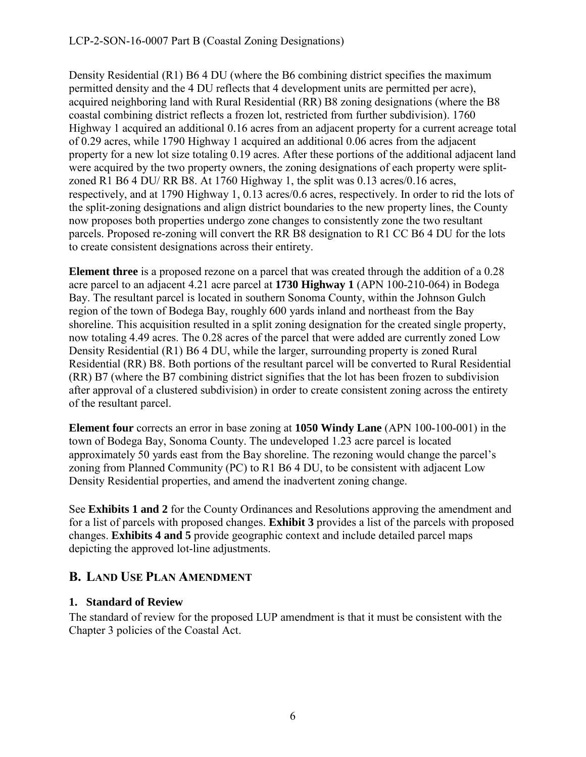Density Residential (R1) B6 4 DU (where the B6 combining district specifies the maximum permitted density and the 4 DU reflects that 4 development units are permitted per acre), acquired neighboring land with Rural Residential (RR) B8 zoning designations (where the B8 coastal combining district reflects a frozen lot, restricted from further subdivision). 1760 Highway 1 acquired an additional 0.16 acres from an adjacent property for a current acreage total of 0.29 acres, while 1790 Highway 1 acquired an additional 0.06 acres from the adjacent property for a new lot size totaling 0.19 acres. After these portions of the additional adjacent land were acquired by the two property owners, the zoning designations of each property were split-zoned R1 B6 4 DU/ RR B8. At 1760 Highway 1, the split was 0.13 acres/0.16 acres, respectively, and at 1790 Highway 1, 0.13 acres/0.6 acres, respectively. In order to rid the lots of the split-zoning designations and align district boundaries to the new property lines, the County now proposes both properties undergo zone changes to consistently zone the two resultant parcels. Proposed re-zoning will convert the RR B8 designation to R1 CC B6 4 DU for the lots to create consistent designations across their entirety.

**Element three** is a proposed rezone on a parcel that was created through the addition of a 0.28 acre parcel to an adjacent 4.21 acre parcel at **1730 Highway 1** (APN 100-210-064) in Bodega Bay. The resultant parcel is located in southern Sonoma County, within the Johnson Gulch region of the town of Bodega Bay, roughly 600 yards inland and northeast from the Bay shoreline. This acquisition resulted in a split zoning designation for the created single property, now totaling 4.49 acres. The 0.28 acres of the parcel that were added are currently zoned Low Density Residential (R1) B6 4 DU, while the larger, surrounding property is zoned Rural Residential (RR) B8. Both portions of the resultant parcel will be converted to Rural Residential (RR) B7 (where the B7 combining district signifies that the lot has been frozen to subdivision after approval of a clustered subdivision) in order to create consistent zoning across the entirety of the resultant parcel.

**Element four** corrects an error in base zoning at **1050 Windy Lane** (APN 100-100-001) in the town of Bodega Bay, Sonoma County. The undeveloped 1.23 acre parcel is located approximately 50 yards east from the Bay shoreline. The rezoning would change the parcel's zoning from Planned Community (PC) to R1 B6 4 DU, to be consistent with adjacent Low Density Residential properties, and amend the inadvertent zoning change.

See **Exhibits 1 and 2** for the County Ordinances and Resolutions approving the amendment and for a list of parcels with proposed changes. **Exhibit 3** provides a list of the parcels with proposed changes. **Exhibits 4 and 5** provide geographic context and include detailed parcel maps depicting the approved lot-line adjustments.

## B. LAND USE PLAN AMENDMENT

### 1. Standard of Review

The standard of review for the proposed LUP amendment is that it must be consistent with the Chapter 3 policies of the Coastal Act.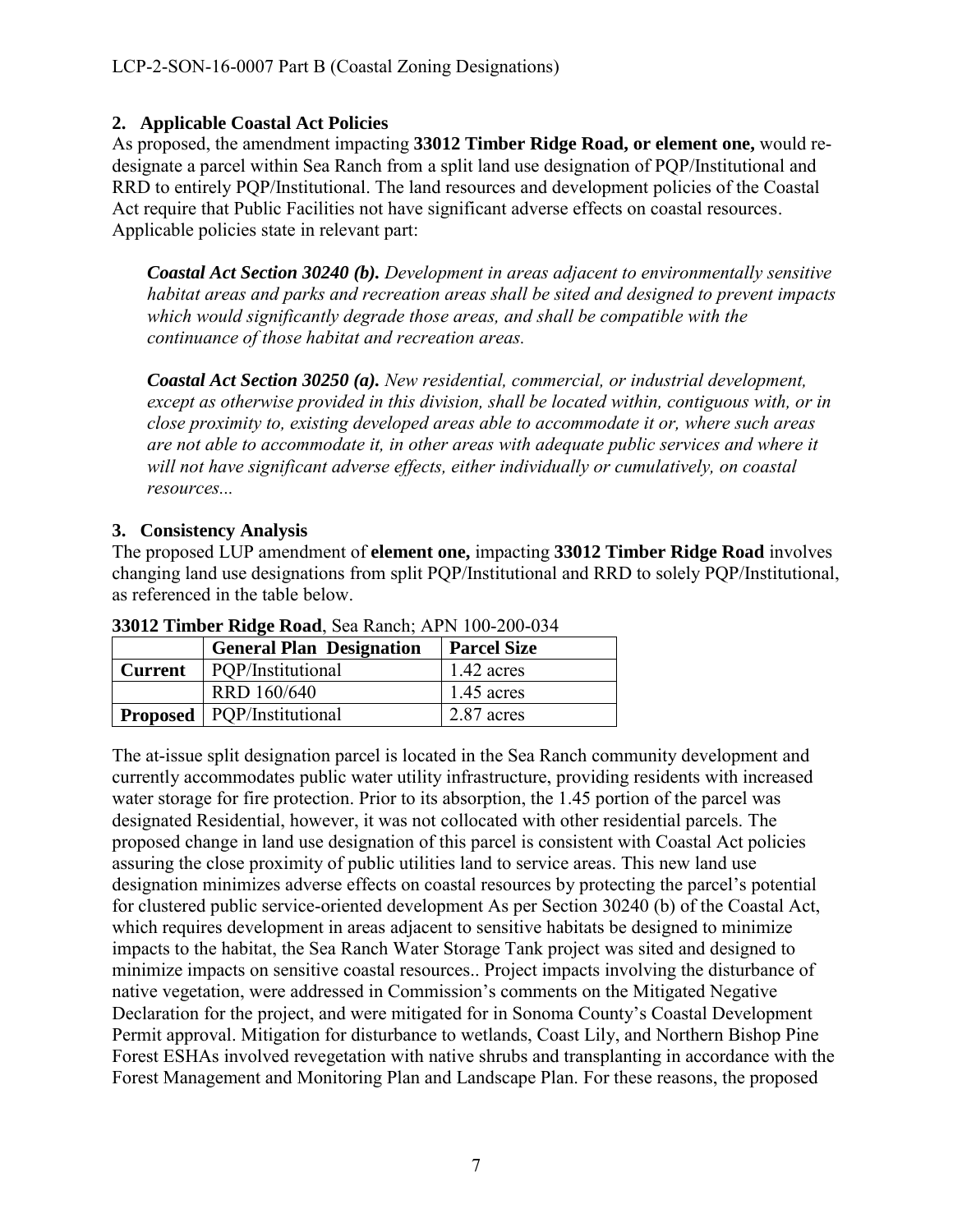## 2. Applicable Coastal Act Policies

As proposed, the amendment impacting **33012 Timber Ridge Road, or element one,** would re-designate a parcel within Sea Ranch from a split land use designation of PQP/Institutional and RRD to entirely PQP/Institutional. The land resources and development policies of the Coastal Act require that Public Facilities not have significant adverse effects on coastal resources. Applicable policies state in relevant part:

> ***Coastal Act Section 30240 (b).*** *Development in areas adjacent to environmentally sensitive habitat areas and parks and recreation areas shall be sited and designed to prevent impacts which would significantly degrade those areas, and shall be compatible with the continuance of those habitat and recreation areas.*
>
> ***Coastal Act Section 30250 (a).*** *New residential, commercial, or industrial development, except as otherwise provided in this division, shall be located within, contiguous with, or in close proximity to, existing developed areas able to accommodate it or, where such areas are not able to accommodate it, in other areas with adequate public services and where it will not have significant adverse effects, either individually or cumulatively, on coastal resources...*

## 3. Consistency Analysis

The proposed LUP amendment of **element one,** impacting **33012 Timber Ridge Road** involves changing land use designations from split PQP/Institutional and RRD to solely PQP/Institutional, as referenced in the table below.

**33012 Timber Ridge Road**, Sea Ranch; APN 100-200-034

| | General Plan Designation | Parcel Size |
|---|---|---|
| **Current** | PQP/Institutional | 1.42 acres |
| | RRD 160/640 | 1.45 acres |
| **Proposed** | PQP/Institutional | 2.87 acres |

The at-issue split designation parcel is located in the Sea Ranch community development and currently accommodates public water utility infrastructure, providing residents with increased water storage for fire protection. Prior to its absorption, the 1.45 portion of the parcel was designated Residential, however, it was not collocated with other residential parcels. The proposed change in land use designation of this parcel is consistent with Coastal Act policies assuring the close proximity of public utilities land to service areas. This new land use designation minimizes adverse effects on coastal resources by protecting the parcel's potential for clustered public service-oriented development As per Section 30240 (b) of the Coastal Act, which requires development in areas adjacent to sensitive habitats be designed to minimize impacts to the habitat, the Sea Ranch Water Storage Tank project was sited and designed to minimize impacts on sensitive coastal resources.. Project impacts involving the disturbance of native vegetation, were addressed in Commission's comments on the Mitigated Negative Declaration for the project, and were mitigated for in Sonoma County's Coastal Development Permit approval. Mitigation for disturbance to wetlands, Coast Lily, and Northern Bishop Pine Forest ESHAs involved revegetation with native shrubs and transplanting in accordance with the Forest Management and Monitoring Plan and Landscape Plan. For these reasons, the proposed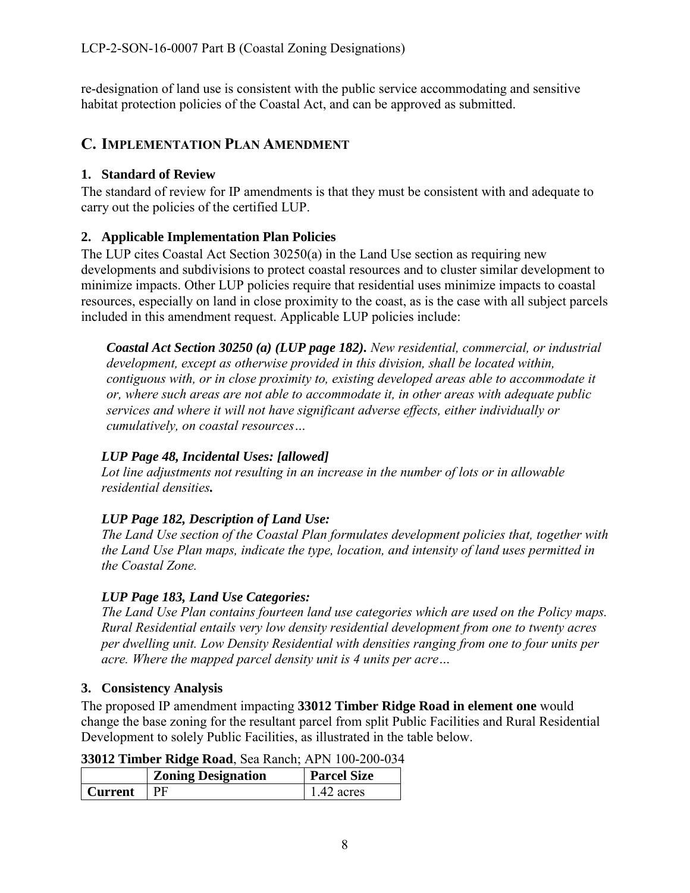re-designation of land use is consistent with the public service accommodating and sensitive habitat protection policies of the Coastal Act, and can be approved as submitted.

## C. Implementation Plan Amendment

### 1. Standard of Review

The standard of review for IP amendments is that they must be consistent with and adequate to carry out the policies of the certified LUP.

### 2. Applicable Implementation Plan Policies

The LUP cites Coastal Act Section 30250(a) in the Land Use section as requiring new developments and subdivisions to protect coastal resources and to cluster similar development to minimize impacts. Other LUP policies require that residential uses minimize impacts to coastal resources, especially on land in close proximity to the coast, as is the case with all subject parcels included in this amendment request. Applicable LUP policies include:

> ***Coastal Act Section 30250 (a) (LUP page 182).*** *New residential, commercial, or industrial development, except as otherwise provided in this division, shall be located within, contiguous with, or in close proximity to, existing developed areas able to accommodate it or, where such areas are not able to accommodate it, in other areas with adequate public services and where it will not have significant adverse effects, either individually or cumulatively, on coastal resources…*

> ***LUP Page 48, Incidental Uses: [allowed]***
> *Lot line adjustments not resulting in an increase in the number of lots or in allowable residential densities**.***

> ***LUP Page 182, Description of Land Use:***
> *The Land Use section of the Coastal Plan formulates development policies that, together with the Land Use Plan maps, indicate the type, location, and intensity of land uses permitted in the Coastal Zone.*

> ***LUP Page 183, Land Use Categories:***
> *The Land Use Plan contains fourteen land use categories which are used on the Policy maps. Rural Residential entails very low density residential development from one to twenty acres per dwelling unit. Low Density Residential with densities ranging from one to four units per acre. Where the mapped parcel density unit is 4 units per acre…*

### 3. Consistency Analysis

The proposed IP amendment impacting **33012 Timber Ridge Road in element one** would change the base zoning for the resultant parcel from split Public Facilities and Rural Residential Development to solely Public Facilities, as illustrated in the table below.

**33012 Timber Ridge Road**, Sea Ranch; APN 100-200-034

| | Zoning Designation | Parcel Size |
|---|---|---|
| **Current** | PF | 1.42 acres |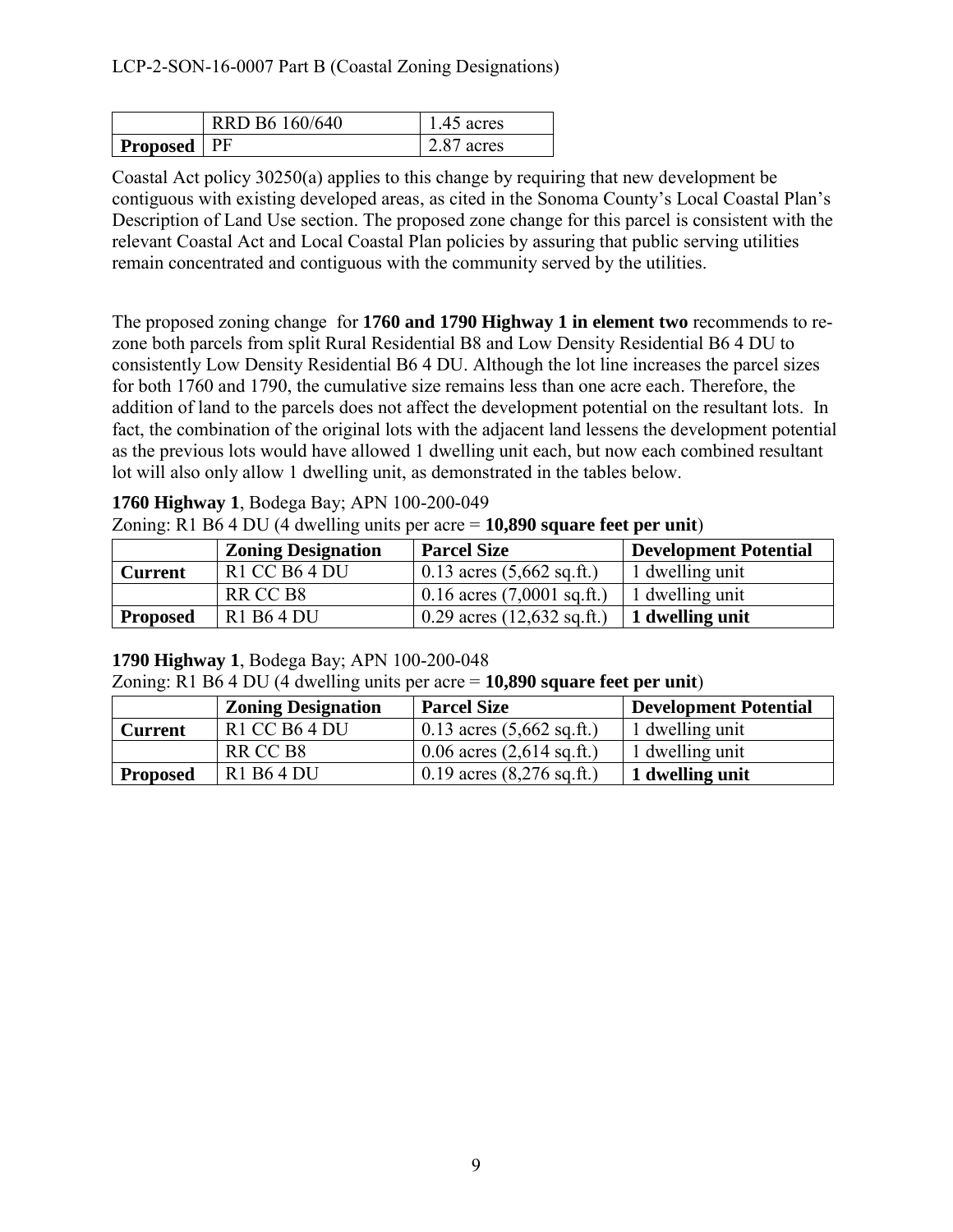| | RRD B6 160/640 | 1.45 acres |
|---|---|---|
| **Proposed** | PF | 2.87 acres |

Coastal Act policy 30250(a) applies to this change by requiring that new development be contiguous with existing developed areas, as cited in the Sonoma County's Local Coastal Plan's Description of Land Use section. The proposed zone change for this parcel is consistent with the relevant Coastal Act and Local Coastal Plan policies by assuring that public serving utilities remain concentrated and contiguous with the community served by the utilities.

The proposed zoning change for **1760 and 1790 Highway 1 in element two** recommends to re-zone both parcels from split Rural Residential B8 and Low Density Residential B6 4 DU to consistently Low Density Residential B6 4 DU. Although the lot line increases the parcel sizes for both 1760 and 1790, the cumulative size remains less than one acre each. Therefore, the addition of land to the parcels does not affect the development potential on the resultant lots. In fact, the combination of the original lots with the adjacent land lessens the development potential as the previous lots would have allowed 1 dwelling unit each, but now each combined resultant lot will also only allow 1 dwelling unit, as demonstrated in the tables below.

**1760 Highway 1**, Bodega Bay; APN 100-200-049

Zoning: R1 B6 4 DU (4 dwelling units per acre = **10,890 square feet per unit**)

| | Zoning Designation | Parcel Size | Development Potential |
|---|---|---|---|
| **Current** | R1 CC B6 4 DU | 0.13 acres (5,662 sq.ft.) | 1 dwelling unit |
| | RR CC B8 | 0.16 acres (7,0001 sq.ft.) | 1 dwelling unit |
| **Proposed** | R1 B6 4 DU | 0.29 acres (12,632 sq.ft.) | **1 dwelling unit** |

**1790 Highway 1**, Bodega Bay; APN 100-200-048

Zoning: R1 B6 4 DU (4 dwelling units per acre = **10,890 square feet per unit**)

| | Zoning Designation | Parcel Size | Development Potential |
|---|---|---|---|
| **Current** | R1 CC B6 4 DU | 0.13 acres (5,662 sq.ft.) | 1 dwelling unit |
| | RR CC B8 | 0.06 acres (2,614 sq.ft.) | 1 dwelling unit |
| **Proposed** | R1 B6 4 DU | 0.19 acres (8,276 sq.ft.) | **1 dwelling unit** |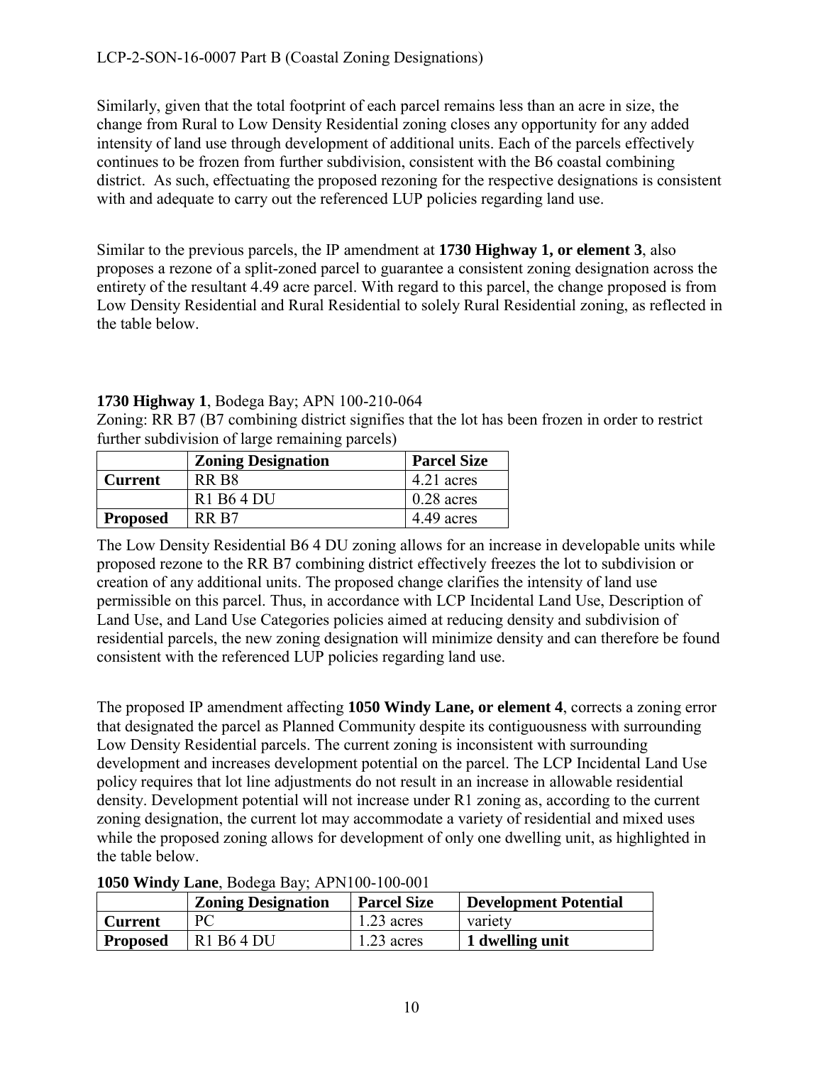Similarly, given that the total footprint of each parcel remains less than an acre in size, the change from Rural to Low Density Residential zoning closes any opportunity for any added intensity of land use through development of additional units. Each of the parcels effectively continues to be frozen from further subdivision, consistent with the B6 coastal combining district. As such, effectuating the proposed rezoning for the respective designations is consistent with and adequate to carry out the referenced LUP policies regarding land use.

Similar to the previous parcels, the IP amendment at **1730 Highway 1, or element 3**, also proposes a rezone of a split-zoned parcel to guarantee a consistent zoning designation across the entirety of the resultant 4.49 acre parcel. With regard to this parcel, the change proposed is from Low Density Residential and Rural Residential to solely Rural Residential zoning, as reflected in the table below.

**1730 Highway 1**, Bodega Bay; APN 100-210-064
Zoning: RR B7 (B7 combining district signifies that the lot has been frozen in order to restrict further subdivision of large remaining parcels)

| | Zoning Designation | Parcel Size |
|---|---|---|
| **Current** | RR B8 | 4.21 acres |
| | R1 B6 4 DU | 0.28 acres |
| **Proposed** | RR B7 | 4.49 acres |

The Low Density Residential B6 4 DU zoning allows for an increase in developable units while proposed rezone to the RR B7 combining district effectively freezes the lot to subdivision or creation of any additional units. The proposed change clarifies the intensity of land use permissible on this parcel. Thus, in accordance with LCP Incidental Land Use, Description of Land Use, and Land Use Categories policies aimed at reducing density and subdivision of residential parcels, the new zoning designation will minimize density and can therefore be found consistent with the referenced LUP policies regarding land use.

The proposed IP amendment affecting **1050 Windy Lane, or element 4**, corrects a zoning error that designated the parcel as Planned Community despite its contiguousness with surrounding Low Density Residential parcels. The current zoning is inconsistent with surrounding development and increases development potential on the parcel. The LCP Incidental Land Use policy requires that lot line adjustments do not result in an increase in allowable residential density. Development potential will not increase under R1 zoning as, according to the current zoning designation, the current lot may accommodate a variety of residential and mixed uses while the proposed zoning allows for development of only one dwelling unit, as highlighted in the table below.

**1050 Windy Lane**, Bodega Bay; APN100-100-001

| | Zoning Designation | Parcel Size | Development Potential |
|---|---|---|---|
| **Current** | PC | 1.23 acres | variety |
| **Proposed** | R1 B6 4 DU | 1.23 acres | **1 dwelling unit** |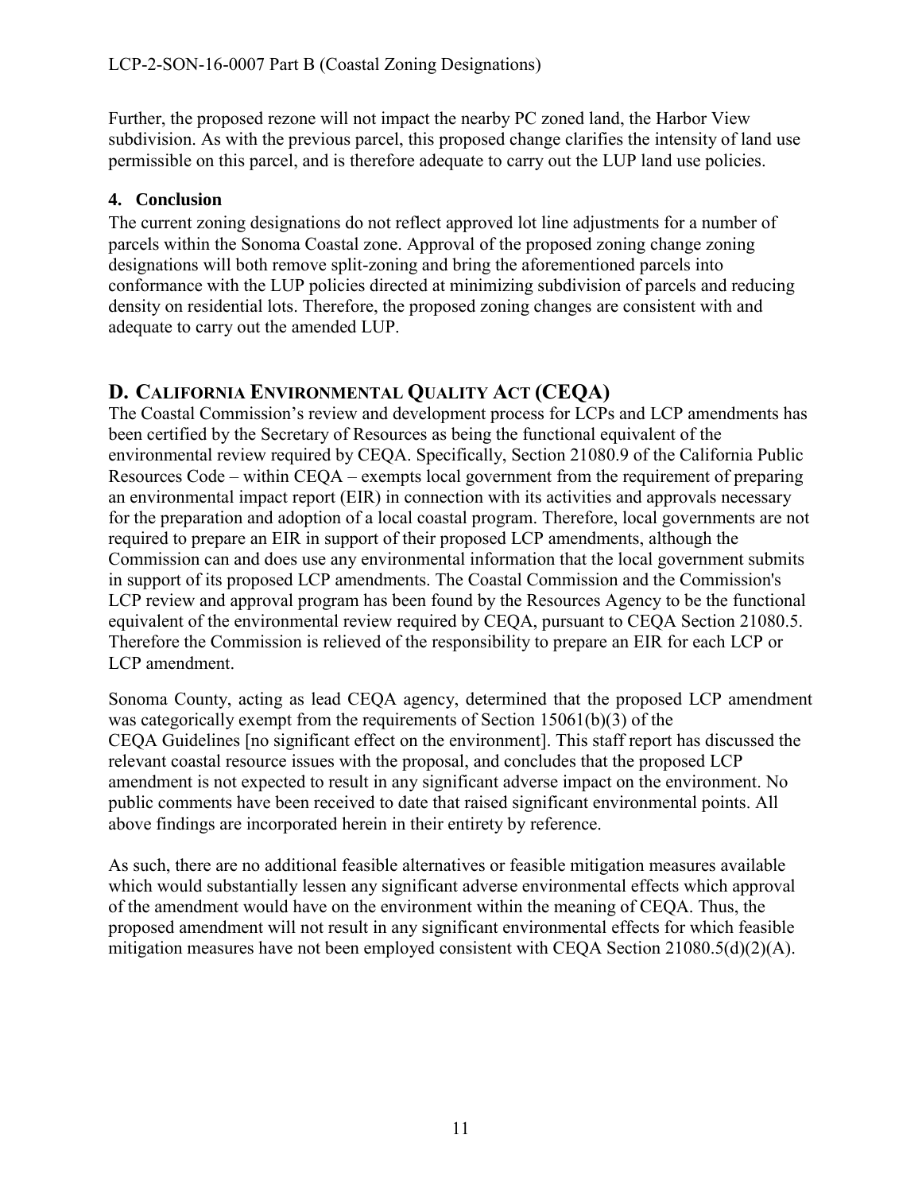Further, the proposed rezone will not impact the nearby PC zoned land, the Harbor View subdivision. As with the previous parcel, this proposed change clarifies the intensity of land use permissible on this parcel, and is therefore adequate to carry out the LUP land use policies.

### 4. Conclusion

The current zoning designations do not reflect approved lot line adjustments for a number of parcels within the Sonoma Coastal zone. Approval of the proposed zoning change zoning designations will both remove split-zoning and bring the aforementioned parcels into conformance with the LUP policies directed at minimizing subdivision of parcels and reducing density on residential lots. Therefore, the proposed zoning changes are consistent with and adequate to carry out the amended LUP.

## D. California Environmental Quality Act (CEQA)

The Coastal Commission's review and development process for LCPs and LCP amendments has been certified by the Secretary of Resources as being the functional equivalent of the environmental review required by CEQA. Specifically, Section 21080.9 of the California Public Resources Code – within CEQA – exempts local government from the requirement of preparing an environmental impact report (EIR) in connection with its activities and approvals necessary for the preparation and adoption of a local coastal program. Therefore, local governments are not required to prepare an EIR in support of their proposed LCP amendments, although the Commission can and does use any environmental information that the local government submits in support of its proposed LCP amendments. The Coastal Commission and the Commission's LCP review and approval program has been found by the Resources Agency to be the functional equivalent of the environmental review required by CEQA, pursuant to CEQA Section 21080.5. Therefore the Commission is relieved of the responsibility to prepare an EIR for each LCP or LCP amendment.

Sonoma County, acting as lead CEQA agency, determined that the proposed LCP amendment was categorically exempt from the requirements of Section 15061(b)(3) of the CEQA Guidelines [no significant effect on the environment]. This staff report has discussed the relevant coastal resource issues with the proposal, and concludes that the proposed LCP amendment is not expected to result in any significant adverse impact on the environment. No public comments have been received to date that raised significant environmental points. All above findings are incorporated herein in their entirety by reference.

As such, there are no additional feasible alternatives or feasible mitigation measures available which would substantially lessen any significant adverse environmental effects which approval of the amendment would have on the environment within the meaning of CEQA. Thus, the proposed amendment will not result in any significant environmental effects for which feasible mitigation measures have not been employed consistent with CEQA Section 21080.5(d)(2)(A).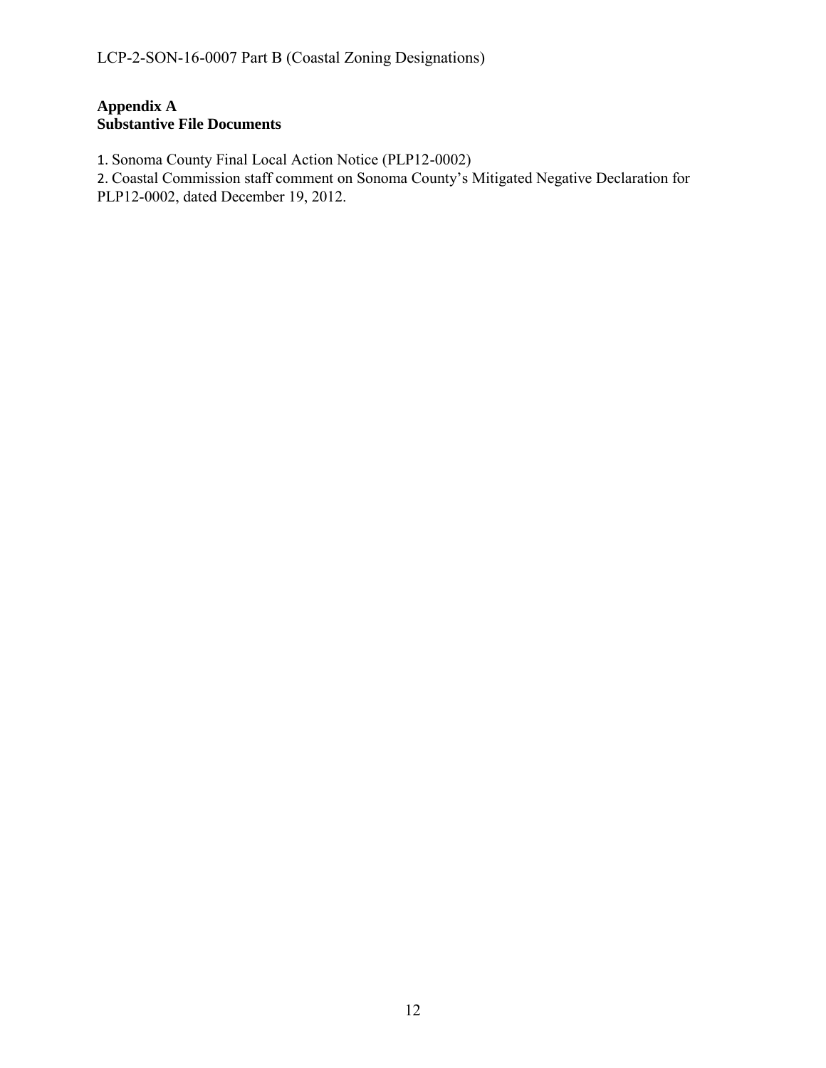**Appendix A**
**Substantive File Documents**

1. Sonoma County Final Local Action Notice (PLP12-0002)
2. Coastal Commission staff comment on Sonoma County's Mitigated Negative Declaration for PLP12-0002, dated December 19, 2012.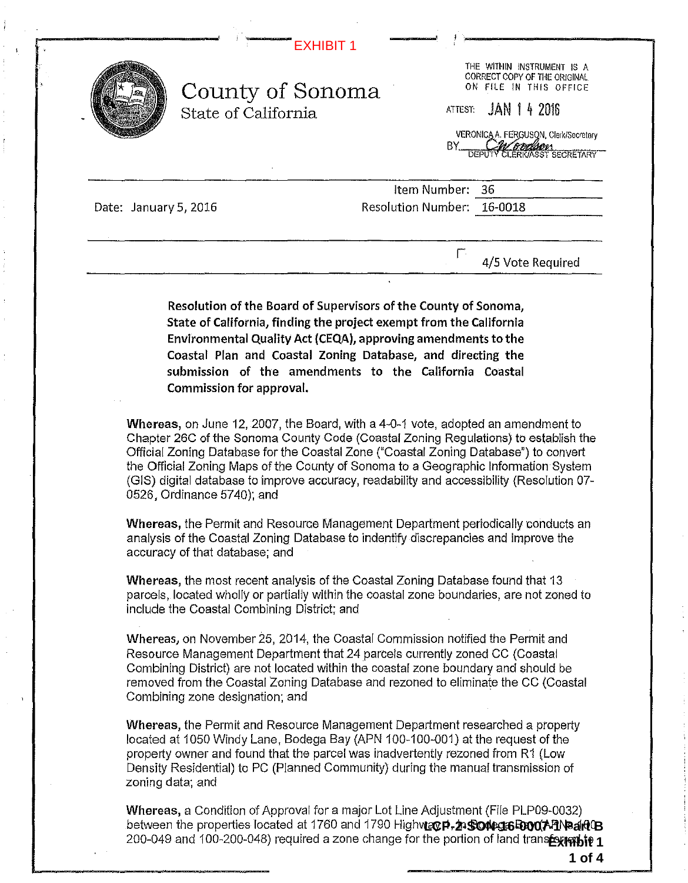EXHIBIT 1

# County of Sonoma

State of California

THE WITHIN INSTRUMENT IS A CORRECT COPY OF THE ORIGINAL ON FILE IN THIS OFFICE

ATTEST: JAN 14 2016

VERONICA A. FERGUSON, Clerk/Secretary

BY ______ DEPUTY CLERK/ASST SECRETARY

| Date: January 5, 2016 | Item Number: 36 |
|---|---|
| | Resolution Number: 16-0018 |

4/5 Vote Required

**Resolution of the Board of Supervisors of the County of Sonoma, State of California, finding the project exempt from the California Environmental Quality Act (CEQA), approving amendments to the Coastal Plan and Coastal Zoning Database, and directing the submission of the amendments to the California Coastal Commission for approval.**

**Whereas,** on June 12, 2007, the Board, with a 4-0-1 vote, adopted an amendment to Chapter 26C of the Sonoma County Code (Coastal Zoning Regulations) to establish the Official Zoning Database for the Coastal Zone ("Coastal Zoning Database") to convert the Official Zoning Maps of the County of Sonoma to a Geographic Information System (GIS) digital database to improve accuracy, readability and accessibility (Resolution 07-0526, Ordinance 5740); and

**Whereas,** the Permit and Resource Management Department periodically conducts an analysis of the Coastal Zoning Database to indentify discrepancies and improve the accuracy of that database; and

**Whereas,** the most recent analysis of the Coastal Zoning Database found that 13 parcels, located wholly or partially within the coastal zone boundaries, are not zoned to include the Coastal Combining District; and

**Whereas,** on November 25, 2014, the Coastal Commission notified the Permit and Resource Management Department that 24 parcels currently zoned CC (Coastal Combining District) are not located within the coastal zone boundary and should be removed from the Coastal Zoning Database and rezoned to eliminate the CC (Coastal Combining zone designation; and

**Whereas,** the Permit and Resource Management Department researched a property located at 1050 Windy Lane, Bodega Bay (APN 100-100-001) at the request of the property owner and found that the parcel was inadvertently rezoned from R1 (Low Density Residential) to PC (Planned Community) during the manual transmission of zoning data; and

**Whereas,** a Condition of Approval for a major Lot Line Adjustment (File PLP09-0032) between the properties located at 1760 and 1790 Highway 1, Bodega Bay (APNs 100-200-049 and 100-200-048) required a zone change for the portion of land transferred to

LCP-2-SON-16-0007-1 Part B

Exhibit 1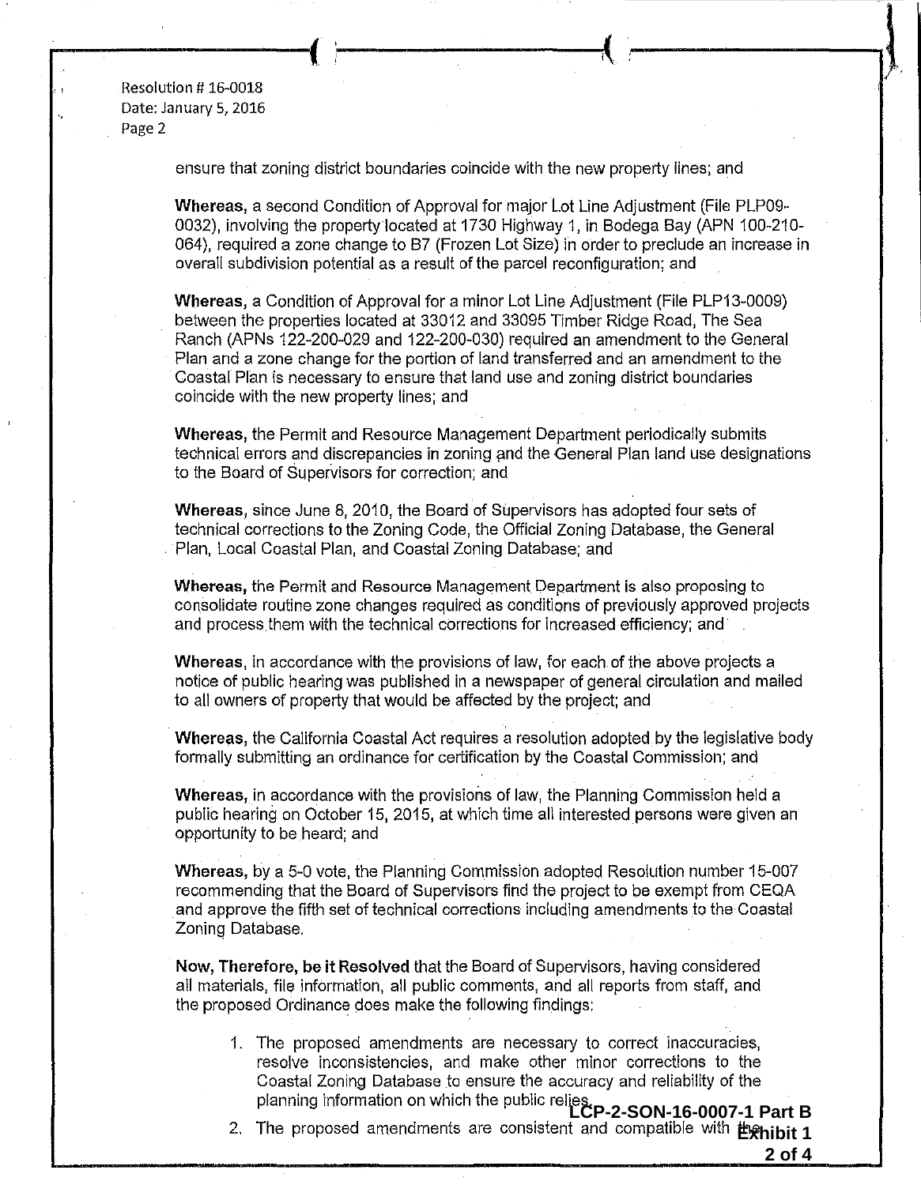ensure that zoning district boundaries coincide with the new property lines; and

**Whereas,** a second Condition of Approval for major Lot Line Adjustment (File PLP09-0032), involving the property located at 1730 Highway 1, in Bodega Bay (APN 100-210-064), required a zone change to B7 (Frozen Lot Size) in order to preclude an increase in overall subdivision potential as a result of the parcel reconfiguration; and

**Whereas,** a Condition of Approval for a minor Lot Line Adjustment (File PLP13-0009) between the properties located at 33012 and 33095 Timber Ridge Road, The Sea Ranch (APNs 122-200-029 and 122-200-030) required an amendment to the General Plan and a zone change for the portion of land transferred and an amendment to the Coastal Plan is necessary to ensure that land use and zoning district boundaries coincide with the new property lines; and

**Whereas,** the Permit and Resource Management Department periodically submits technical errors and discrepancies in zoning and the General Plan land use designations to the Board of Supervisors for correction; and

**Whereas,** since June 8, 2010, the Board of Supervisors has adopted four sets of technical corrections to the Zoning Code, the Official Zoning Database, the General Plan, Local Coastal Plan, and Coastal Zoning Database; and

**Whereas,** the Permit and Resource Management Department is also proposing to consolidate routine zone changes required as conditions of previously approved projects and process them with the technical corrections for increased efficiency; and

**Whereas,** in accordance with the provisions of law, for each of the above projects a notice of public hearing was published in a newspaper of general circulation and mailed to all owners of property that would be affected by the project; and

**Whereas,** the California Coastal Act requires a resolution adopted by the legislative body formally submitting an ordinance for certification by the Coastal Commission; and

**Whereas,** in accordance with the provisions of law, the Planning Commission held a public hearing on October 15, 2015, at which time all interested persons were given an opportunity to be heard; and

**Whereas,** by a 5-0 vote, the Planning Commission adopted Resolution number 15-007 recommending that the Board of Supervisors find the project to be exempt from CEQA and approve the fifth set of technical corrections including amendments to the Coastal Zoning Database.

**Now, Therefore, be it Resolved** that the Board of Supervisors, having considered all materials, file information, all public comments, and all reports from staff, and the proposed Ordinance does make the following findings:

1. The proposed amendments are necessary to correct inaccuracies, resolve inconsistencies, and make other minor corrections to the Coastal Zoning Database to ensure the accuracy and reliability of the planning information on which the public relies.
2. The proposed amendments are consistent and compatible with the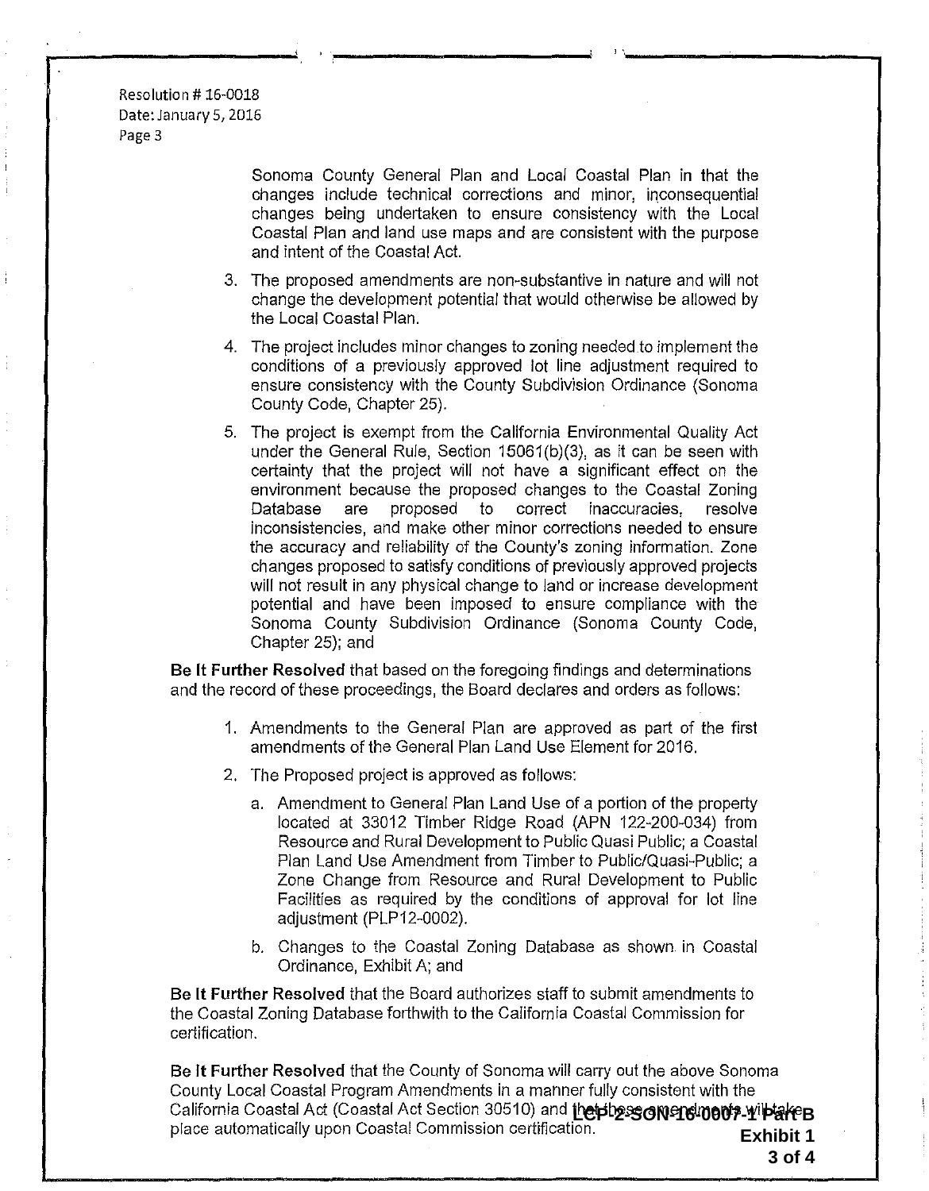Resolution # 16-0018
Date: January 5, 2016
Page 3

Sonoma County General Plan and Local Coastal Plan in that the changes include technical corrections and minor, inconsequential changes being undertaken to ensure consistency with the Local Coastal Plan and land use maps and are consistent with the purpose and intent of the Coastal Act.

3. The proposed amendments are non-substantive in nature and will not change the development potential that would otherwise be allowed by the Local Coastal Plan.

4. The project includes minor changes to zoning needed to implement the conditions of a previously approved lot line adjustment required to ensure consistency with the County Subdivision Ordinance (Sonoma County Code, Chapter 25).

5. The project is exempt from the California Environmental Quality Act under the General Rule, Section 15061(b)(3), as it can be seen with certainty that the project will not have a significant effect on the environment because the proposed changes to the Coastal Zoning Database are proposed to correct inaccuracies, resolve inconsistencies, and make other minor corrections needed to ensure the accuracy and reliability of the County's zoning information. Zone changes proposed to satisfy conditions of previously approved projects will not result in any physical change to land or increase development potential and have been imposed to ensure compliance with the Sonoma County Subdivision Ordinance (Sonoma County Code, Chapter 25); and

**Be It Further Resolved** that based on the foregoing findings and determinations and the record of these proceedings, the Board declares and orders as follows:

1. Amendments to the General Plan are approved as part of the first amendments of the General Plan Land Use Element for 2016.
2. The Proposed project is approved as follows:
   a. Amendment to General Plan Land Use of a portion of the property located at 33012 Timber Ridge Road (APN 122-200-034) from Resource and Rural Development to Public Quasi Public; a Coastal Plan Land Use Amendment from Timber to Public/Quasi-Public; a Zone Change from Resource and Rural Development to Public Facilities as required by the conditions of approval for lot line adjustment (PLP12-0002).
   b. Changes to the Coastal Zoning Database as shown in Coastal Ordinance, Exhibit A; and

**Be It Further Resolved** that the Board authorizes staff to submit amendments to the Coastal Zoning Database forthwith to the California Coastal Commission for certification.

**Be It Further Resolved** that the County of Sonoma will carry out the above Sonoma County Local Coastal Program Amendments in a manner fully consistent with the California Coastal Act (Coastal Act Section 30510) and that these amendments will take place automatically upon Coastal Commission certification.

**LCP-2-SON-16-0007-1 Part B**
**Exhibit 1**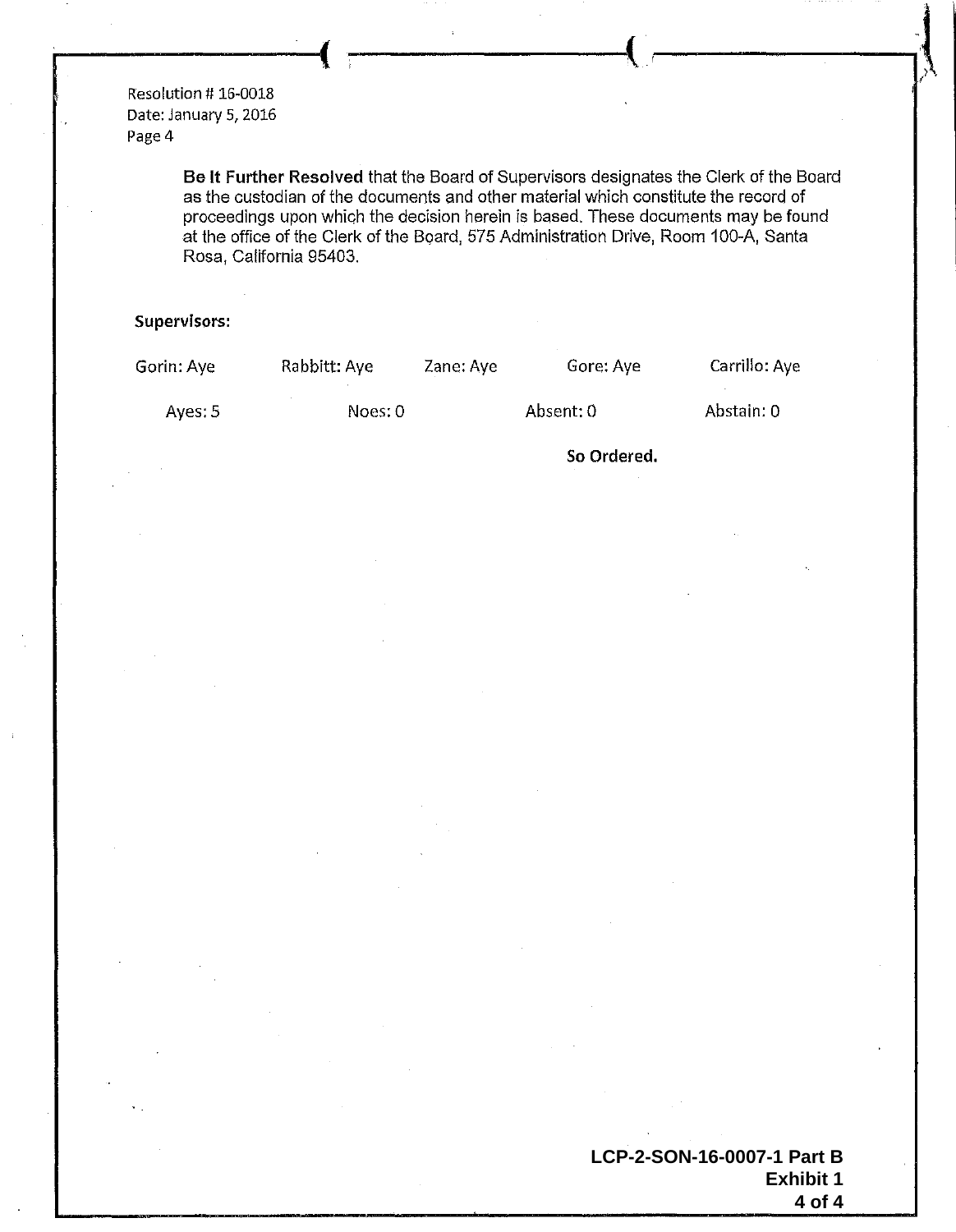Resolution # 16-0018
Date: January 5, 2016
Page 4

**Be It Further Resolved** that the Board of Supervisors designates the Clerk of the Board as the custodian of the documents and other material which constitute the record of proceedings upon which the decision herein is based. These documents may be found at the office of the Clerk of the Board, 575 Administration Drive, Room 100-A, Santa Rosa, California 95403.

**Supervisors:**

| Gorin: Aye | Rabbitt: Aye | Zane: Aye | Gore: Aye | Carrillo: Aye |
|---|---|---|---|---|

| Ayes: 5 | Noes: 0 | Absent: 0 | Abstain: 0 |
|---|---|---|---|

**So Ordered.**

**LCP-2-SON-16-0007-1 Part B**
**Exhibit 1**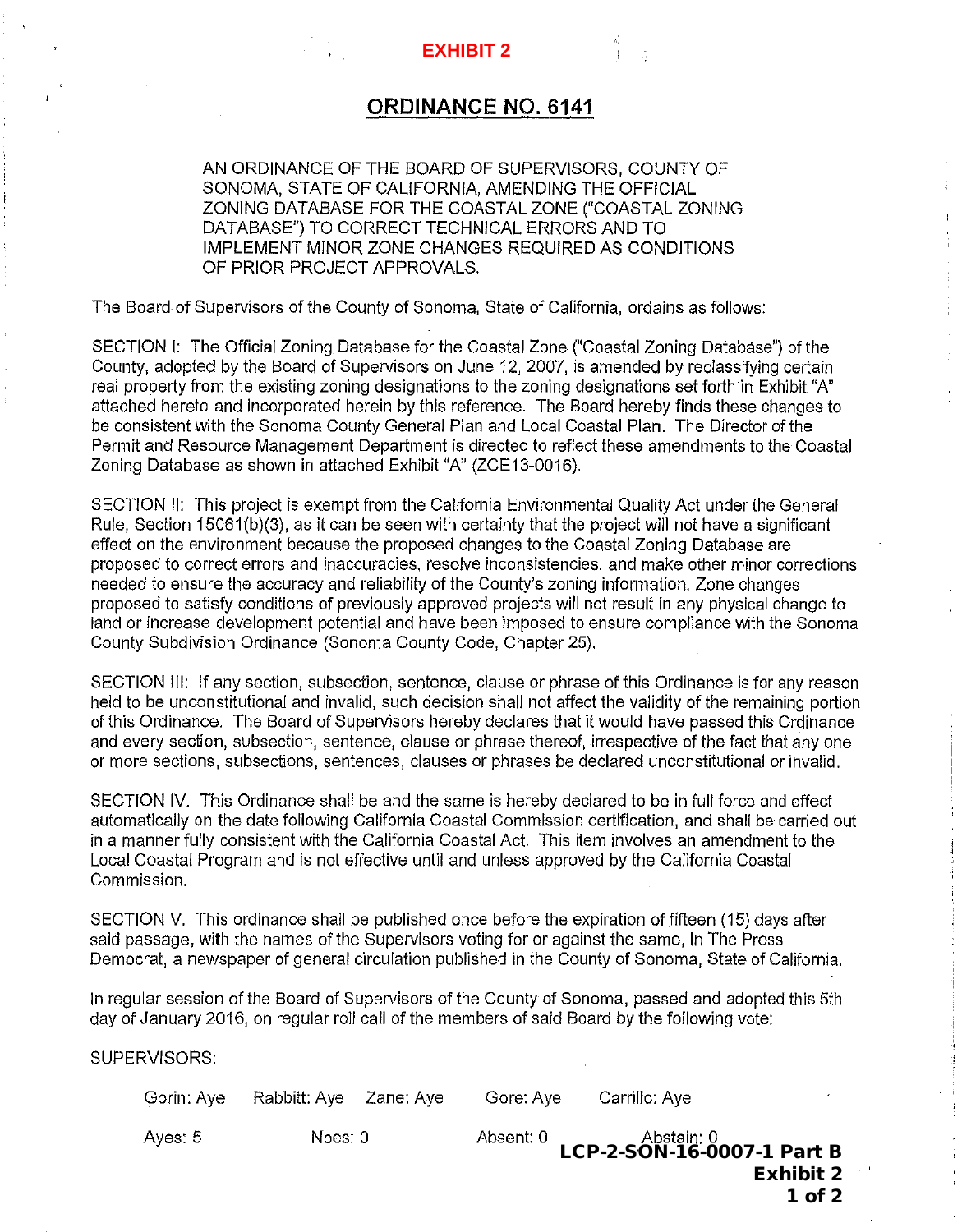**EXHIBIT 2**

# ORDINANCE NO. 6141

AN ORDINANCE OF THE BOARD OF SUPERVISORS, COUNTY OF SONOMA, STATE OF CALIFORNIA, AMENDING THE OFFICIAL ZONING DATABASE FOR THE COASTAL ZONE ("COASTAL ZONING DATABASE") TO CORRECT TECHNICAL ERRORS AND TO IMPLEMENT MINOR ZONE CHANGES REQUIRED AS CONDITIONS OF PRIOR PROJECT APPROVALS.

The Board of Supervisors of the County of Sonoma, State of California, ordains as follows:

SECTION I: The Official Zoning Database for the Coastal Zone ("Coastal Zoning Database") of the County, adopted by the Board of Supervisors on June 12, 2007, is amended by reclassifying certain real property from the existing zoning designations to the zoning designations set forth in Exhibit "A" attached hereto and incorporated herein by this reference. The Board hereby finds these changes to be consistent with the Sonoma County General Plan and Local Coastal Plan. The Director of the Permit and Resource Management Department is directed to reflect these amendments to the Coastal Zoning Database as shown in attached Exhibit "A" (ZCE13-0016).

SECTION II: This project is exempt from the California Environmental Quality Act under the General Rule, Section 15061(b)(3), as it can be seen with certainty that the project will not have a significant effect on the environment because the proposed changes to the Coastal Zoning Database are proposed to correct errors and inaccuracies, resolve inconsistencies, and make other minor corrections needed to ensure the accuracy and reliability of the County's zoning information. Zone changes proposed to satisfy conditions of previously approved projects will not result in any physical change to land or increase development potential and have been imposed to ensure compliance with the Sonoma County Subdivision Ordinance (Sonoma County Code, Chapter 25).

SECTION III: If any section, subsection, sentence, clause or phrase of this Ordinance is for any reason held to be unconstitutional and invalid, such decision shall not affect the validity of the remaining portion of this Ordinance. The Board of Supervisors hereby declares that it would have passed this Ordinance and every section, subsection, sentence, clause or phrase thereof, irrespective of the fact that any one or more sections, subsections, sentences, clauses or phrases be declared unconstitutional or invalid.

SECTION IV. This Ordinance shall be and the same is hereby declared to be in full force and effect automatically on the date following California Coastal Commission certification, and shall be carried out in a manner fully consistent with the California Coastal Act. This item involves an amendment to the Local Coastal Program and is not effective until and unless approved by the California Coastal Commission.

SECTION V. This ordinance shall be published once before the expiration of fifteen (15) days after said passage, with the names of the Supervisors voting for or against the same, in The Press Democrat, a newspaper of general circulation published in the County of Sonoma, State of California.

In regular session of the Board of Supervisors of the County of Sonoma, passed and adopted this 5th day of January 2016, on regular roll call of the members of said Board by the following vote:

SUPERVISORS:

| Gorin: Aye | Rabbitt: Aye | Zane: Aye | Gore: Aye | Carrillo: Aye |
|---|---|---|---|---|
| Ayes: 5 | Noes: 0 | | Absent: 0 | Abstain: 0 |

**LCP-2-SON-16-0007-1 Part B**
**Exhibit 2**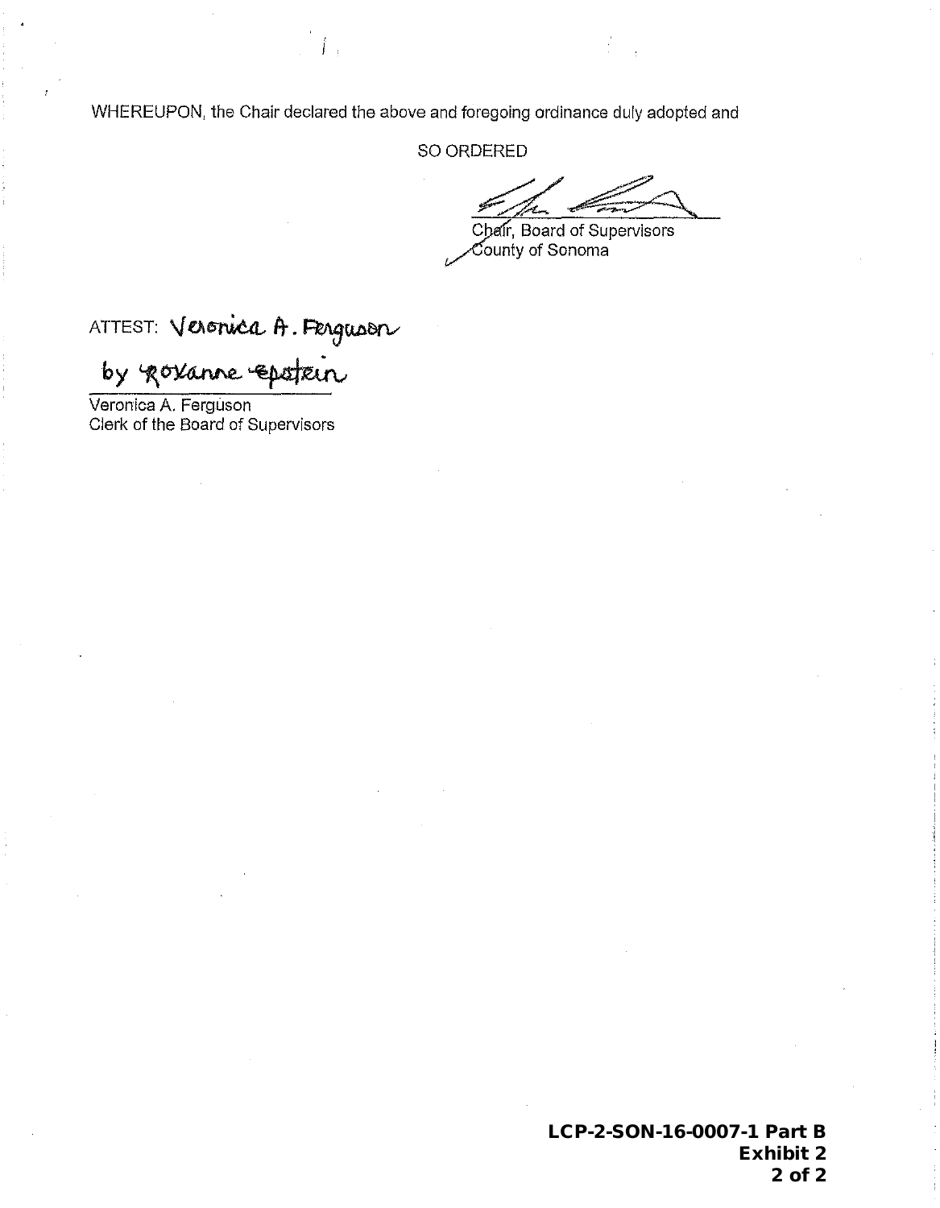WHEREUPON, the Chair declared the above and foregoing ordinance duly adopted and

SO ORDERED

Chair, Board of Supervisors
County of Sonoma

ATTEST: Veronica A. Ferguson
by Roxanne Epstein

Veronica A. Ferguson
Clerk of the Board of Supervisors

**LCP-2-SON-16-0007-1 Part B**
**Exhibit 2**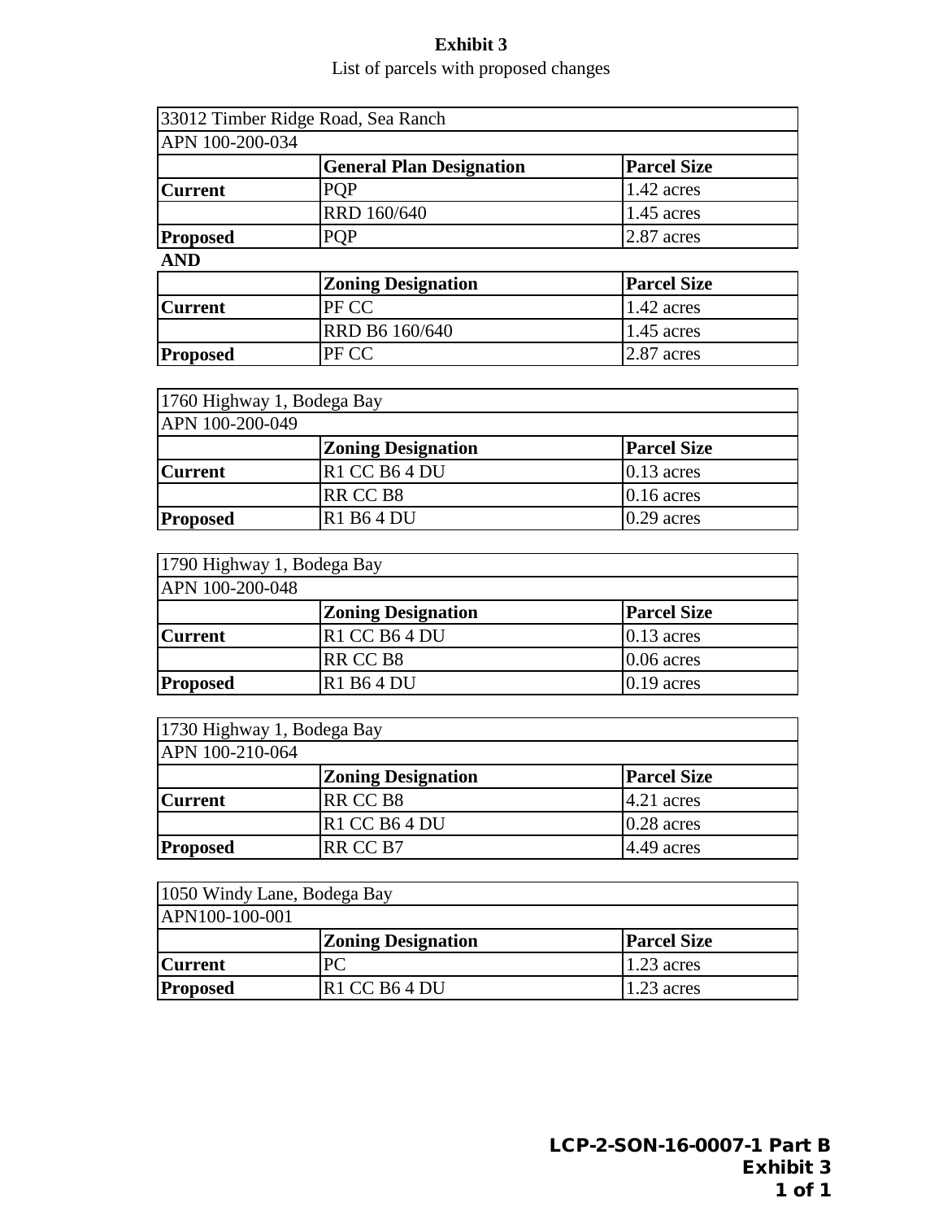**Exhibit 3**

List of parcels with proposed changes

| 33012 Timber Ridge Road, Sea Ranch | | |
|---|---|---|
| APN 100-200-034 | | |
| | **General Plan Designation** | **Parcel Size** |
| **Current** | PQP | 1.42 acres |
| | RRD 160/640 | 1.45 acres |
| **Proposed** | PQP | 2.87 acres |

**AND**

| | **Zoning Designation** | **Parcel Size** |
|---|---|---|
| **Current** | PF CC | 1.42 acres |
| | RRD B6 160/640 | 1.45 acres |
| **Proposed** | PF CC | 2.87 acres |

| 1760 Highway 1, Bodega Bay | | |
|---|---|---|
| APN 100-200-049 | | |
| | **Zoning Designation** | **Parcel Size** |
| **Current** | R1 CC B6 4 DU | 0.13 acres |
| | RR CC B8 | 0.16 acres |
| **Proposed** | R1 B6 4 DU | 0.29 acres |

| 1790 Highway 1, Bodega Bay | | |
|---|---|---|
| APN 100-200-048 | | |
| | **Zoning Designation** | **Parcel Size** |
| **Current** | R1 CC B6 4 DU | 0.13 acres |
| | RR CC B8 | 0.06 acres |
| **Proposed** | R1 B6 4 DU | 0.19 acres |

| 1730 Highway 1, Bodega Bay | | |
|---|---|---|
| APN 100-210-064 | | |
| | **Zoning Designation** | **Parcel Size** |
| **Current** | RR CC B8 | 4.21 acres |
| | R1 CC B6 4 DU | 0.28 acres |
| **Proposed** | RR CC B7 | 4.49 acres |

| 1050 Windy Lane, Bodega Bay | | |
|---|---|---|
| APN100-100-001 | | |
| | **Zoning Designation** | **Parcel Size** |
| **Current** | PC | 1.23 acres |
| **Proposed** | R1 CC B6 4 DU | 1.23 acres |

**LCP-2-SON-16-0007-1 Part B**
**Exhibit 3**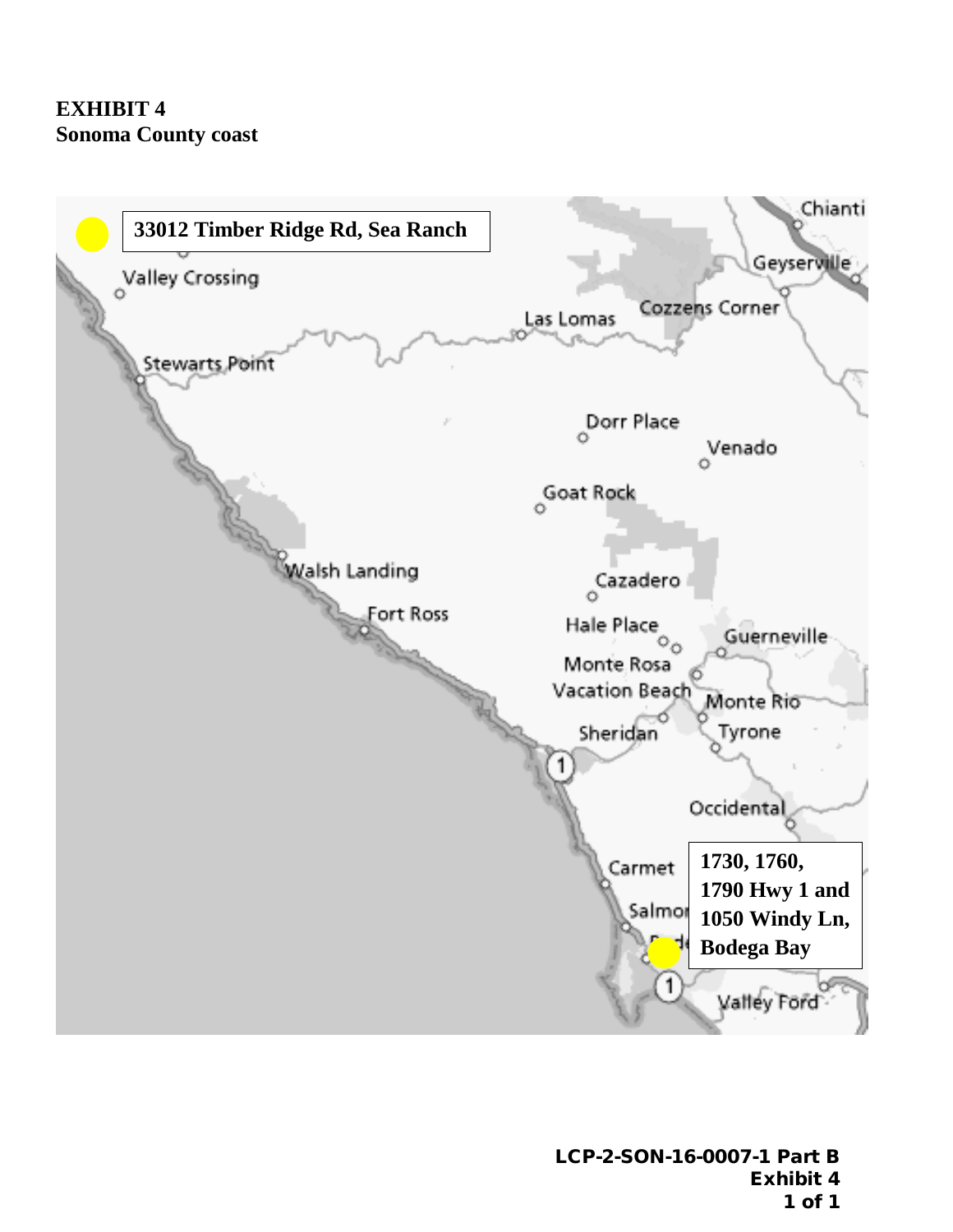**EXHIBIT 4**
**Sonoma County coast**

**33012 Timber Ridge Rd, Sea Ranch**

Valley Crossing

Stewarts Point

Las Lomas

Cozzens Corner

Chianti

Geyserville

Dorr Place

Venado

Goat Rock

Walsh Landing

Fort Ross

Cazadero

Hale Place

Monte Rosa

Vacation Beach

Guerneville

Monte Rio

Sheridan

Tyrone

Occidental

Carmet

Salmon

**1730, 1760, 1790 Hwy 1 and 1050 Windy Ln, Bodega Bay**

Valley Ford

**LCP-2-SON-16-0007-1 Part B**
**Exhibit 4**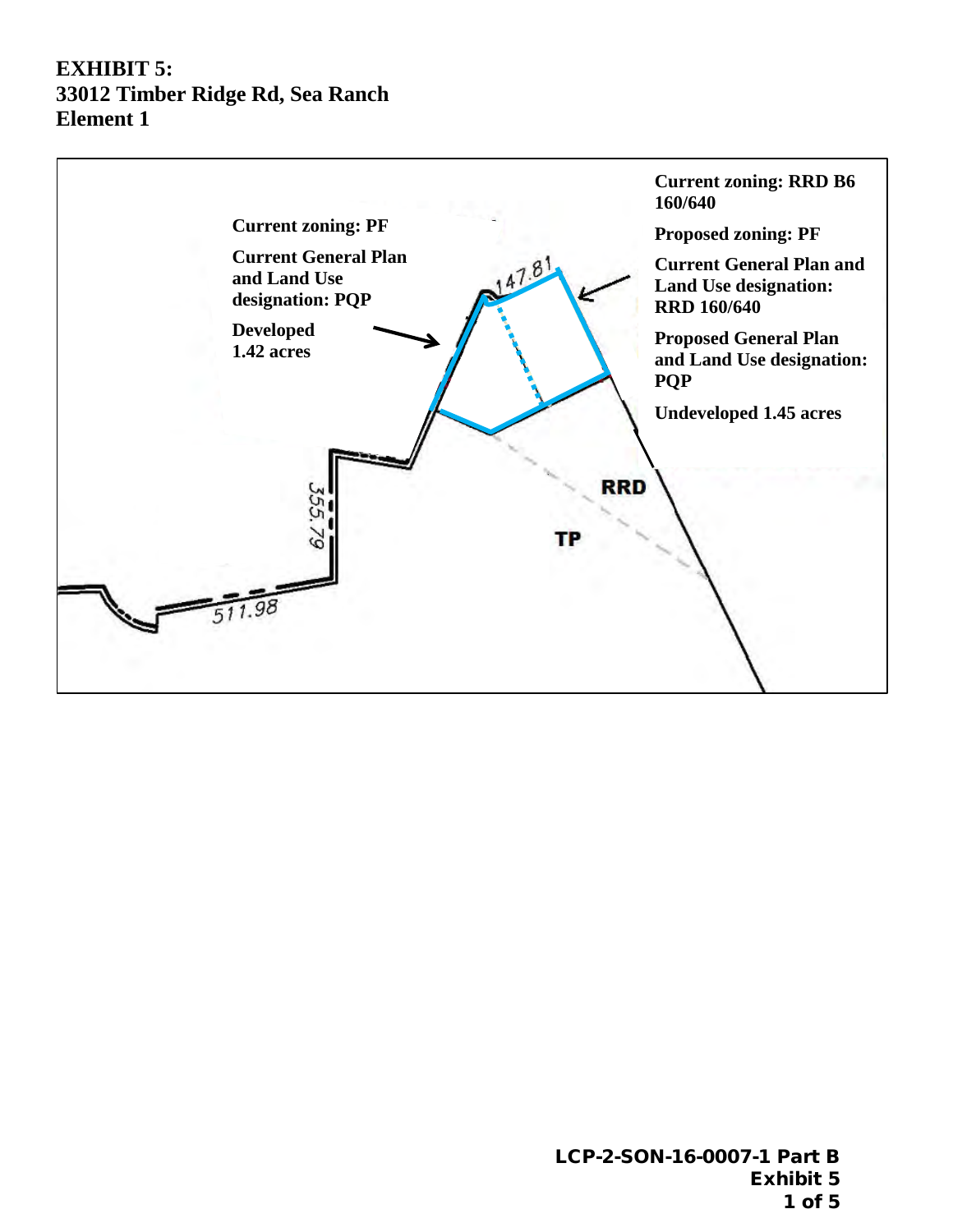**EXHIBIT 5:**
**33012 Timber Ridge Rd, Sea Ranch**
**Element 1**

**Current zoning: PF**

**Current General Plan and Land Use designation: PQP**

**Developed 1.42 acres**

**Current zoning: RRD B6 160/640**

**Proposed zoning: PF**

**Current General Plan and Land Use designation: RRD 160/640**

**Proposed General Plan and Land Use designation: PQP**

**Undeveloped 1.45 acres**

147.81

355.79

511.98

RRD

TP

**LCP-2-SON-16-0007-1 Part B**
**Exhibit 5**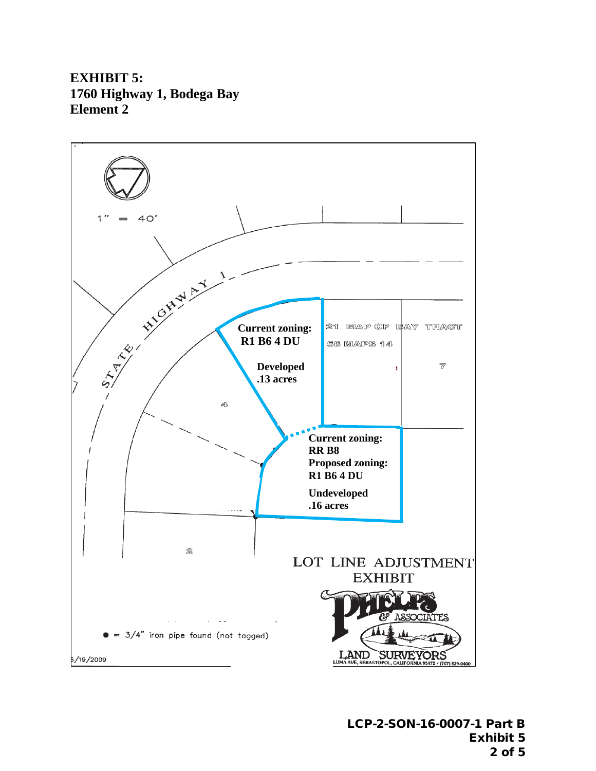# EXHIBIT 5:
# 1760 Highway 1, Bodega Bay
# Element 2

1" = 40'

STATE HIGHWAY 1

**Current zoning:**
**R1 B6 4 DU**

**Developed**
**.13 acres**

21 MAP OF BAY TRACT

56 MAPS 14

7

4

**Current zoning:**
**RR B8**
**Proposed zoning:**
**R1 B6 4 DU**

**Undeveloped**
**.16 acres**

2

LOT LINE ADJUSTMENT
EXHIBIT

PHELPS & ASSOCIATES
LAND SURVEYORS
LUMA AVE, SEBASTOPOL, CALIFORNIA 95472 / (707) 829-0400

● = 3/4" iron pipe found (not tagged)

5/19/2009

LCP-2-SON-16-0007-1 Part B
Exhibit 5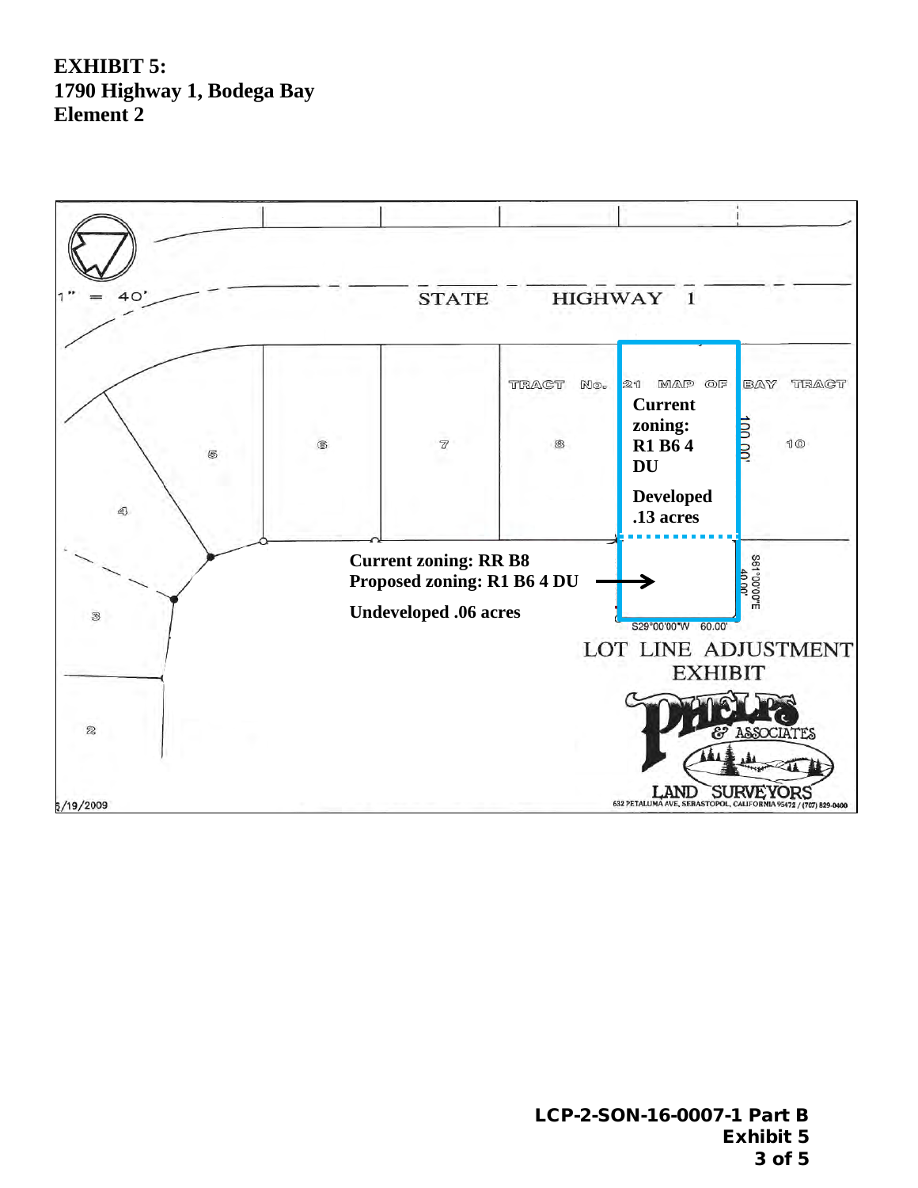**EXHIBIT 5:**
**1790 Highway 1, Bodega Bay**
**Element 2**

1" = 40'

STATE HIGHWAY 1

TRACT No. 21 MAP OF BAY TRACT

2 3 4 5 6 7 8 10

**Current zoning: R1 B6 4 DU**

**Developed .13 acres**

100.00'

**Current zoning: RR B8**
**Proposed zoning: R1 B6 4 DU**

**Undeveloped .06 acres**

S61°00'00"E 40.00'

S29°00'00"W 60.00'

LOT LINE ADJUSTMENT EXHIBIT

PHELPS & ASSOCIATES LAND SURVEYORS
632 PETALUMA AVE, SEBASTOPOL, CALIFORNIA 95472 / (707) 829-0400

5/19/2009

**LCP-2-SON-16-0007-1 Part B**
**Exhibit 5**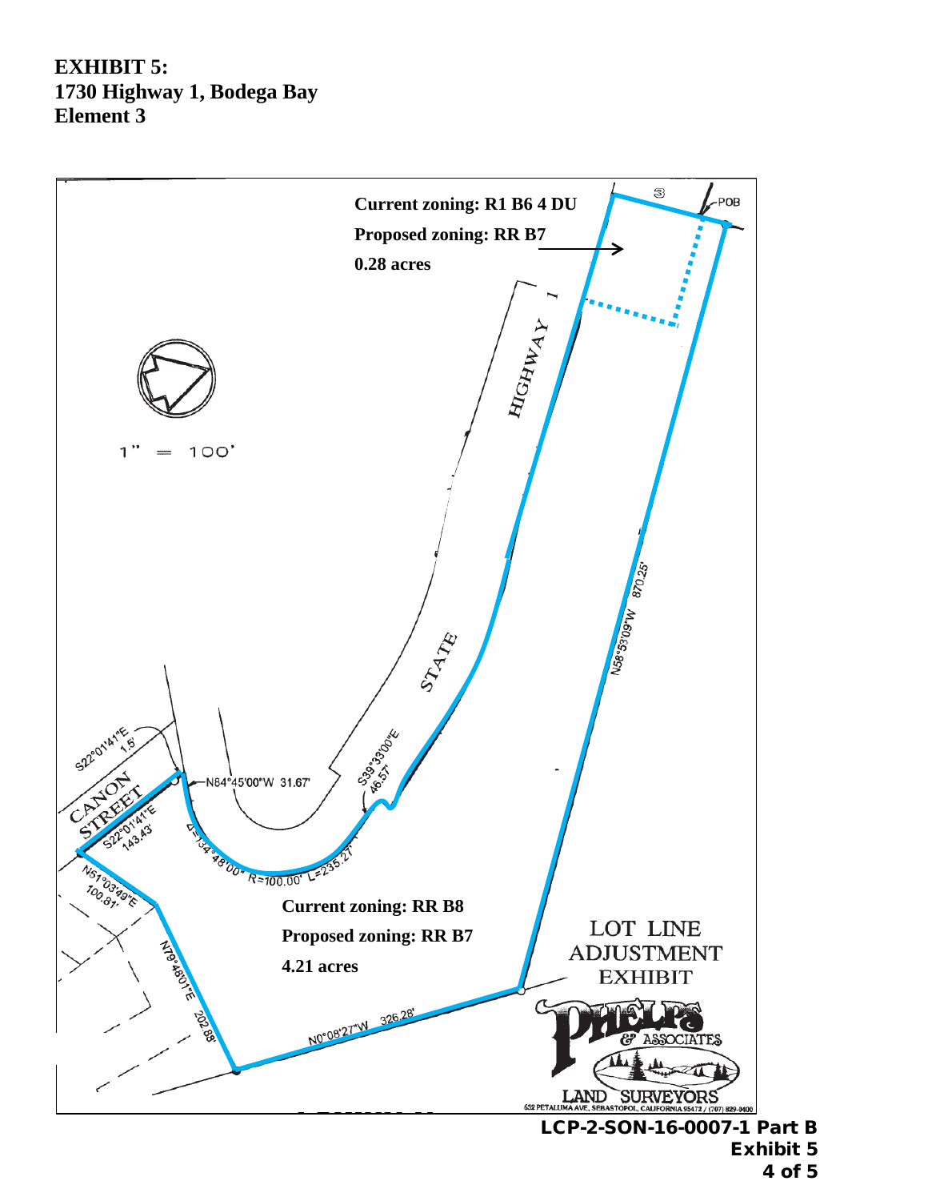**EXHIBIT 5:**
**1730 Highway 1, Bodega Bay**
**Element 3**

**Current zoning: R1 B6 4 DU**

**Proposed zoning: RR B7**

**0.28 acres**

**Current zoning: RR B8**

**Proposed zoning: RR B7**

**4.21 acres**

STATE HIGHWAY 1

CANON STREET

POB

③

1" = 100'

N58°53'09"W 870.25'

S39°33'00"E 46.57'

N84°45'00"W 31.67'

S22°01'41"E 1.5'

S22°01'41"E 143.43'

Δ=134°48'00" R=100.00' L=235.27'

N51°03'49"E 100.81'

N79°48'01"E 202.88'

N0°08'27"W 326.28'

LOT LINE ADJUSTMENT EXHIBIT

PHELPS & ASSOCIATES LAND SURVEYORS
632 PETALUMA AVE, SEBASTOPOL, CALIFORNIA 95472 / (707) 829-0400

**LCP-2-SON-16-0007-1 Part B**
**Exhibit 5**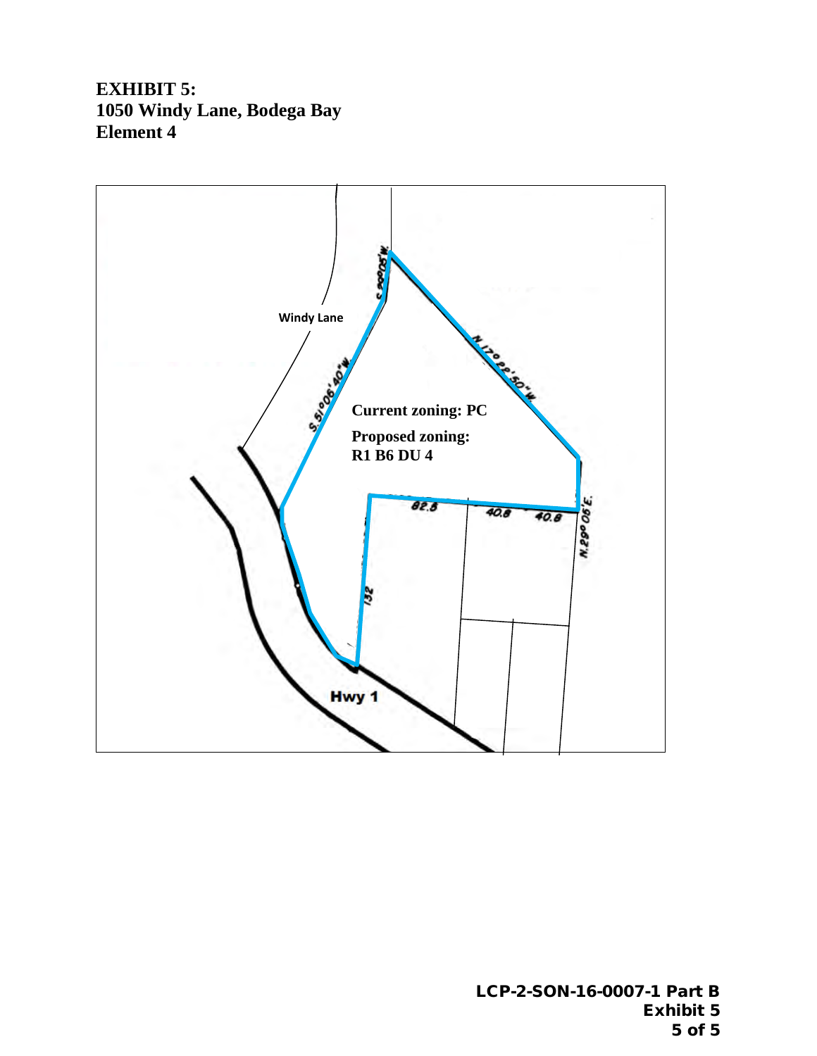**EXHIBIT 5:**
**1050 Windy Lane, Bodega Bay**
**Element 4**

Windy Lane

S.90°05'W.

N.17°22'50"W.

S.51°06'40"W.

**Current zoning: PC**

**Proposed zoning:**
**R1 B6 DU 4**

82.8

40.8

40.8

N.29°05'E.

132

Hwy 1

**LCP-2-SON-16-0007-1 Part B**
**Exhibit 5**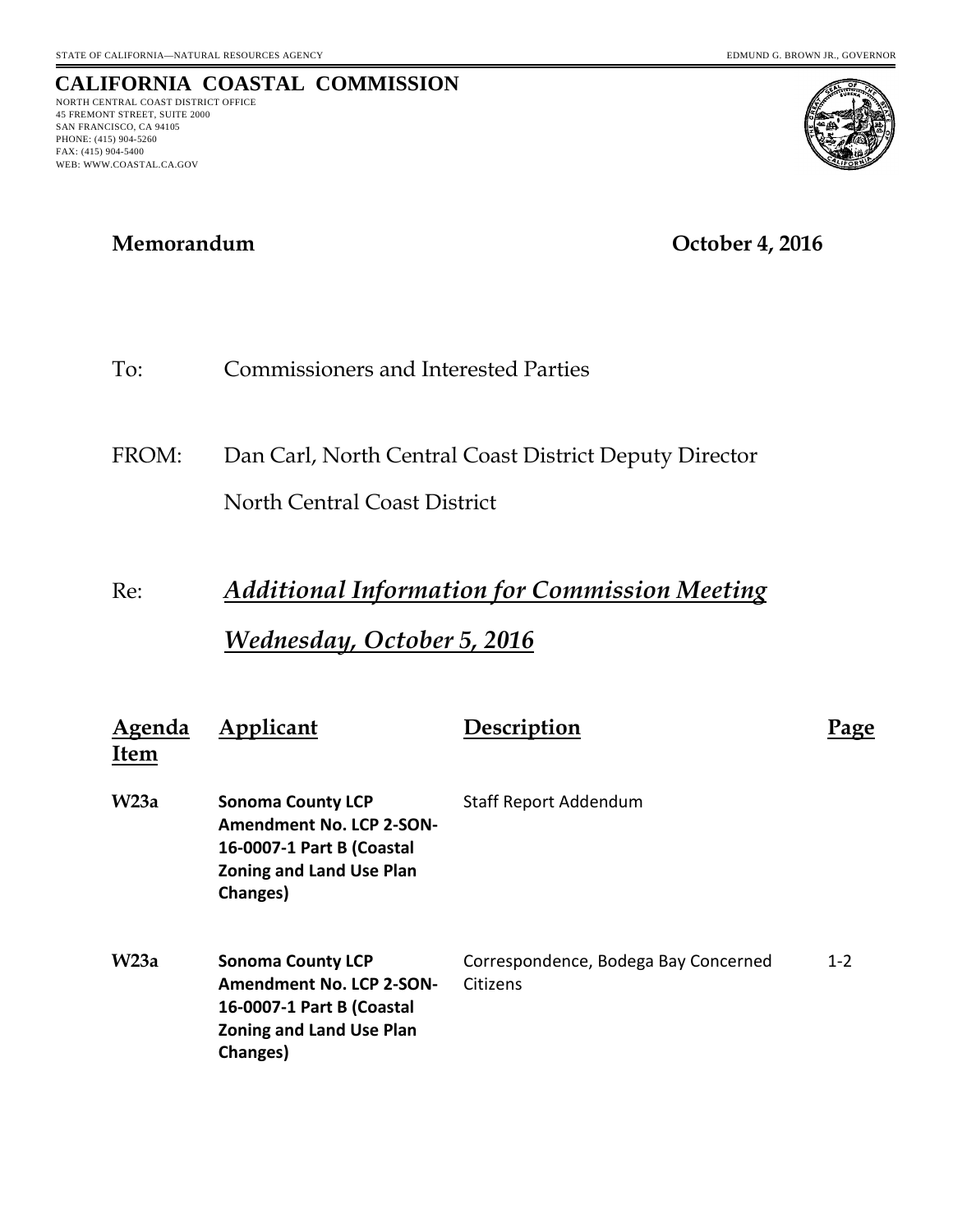STATE OF CALIFORNIA—NATURAL RESOURCES AGENCY

EDMUND G. BROWN JR., GOVERNOR

# CALIFORNIA COASTAL COMMISSION

NORTH CENTRAL COAST DISTRICT OFFICE
45 FREMONT STREET, SUITE 2000
SAN FRANCISCO, CA 94105
PHONE: (415) 904-5260
FAX: (415) 904-5400
WEB: WWW.COASTAL.CA.GOV

**Memorandum** **October 4, 2016**

To: Commissioners and Interested Parties

FROM: Dan Carl, North Central Coast District Deputy Director
North Central Coast District

Re: ***Additional Information for Commission Meeting***
***Wednesday, October 5, 2016***

| Agenda Item | Applicant | Description | Page |
|---|---|---|---|
| **W23a** | **Sonoma County LCP Amendment No. LCP 2-SON-16-0007-1 Part B (Coastal Zoning and Land Use Plan Changes)** | Staff Report Addendum | |
| **W23a** | **Sonoma County LCP Amendment No. LCP 2-SON-16-0007-1 Part B (Coastal Zoning and Land Use Plan Changes)** | Correspondence, Bodega Bay Concerned Citizens | 1-2 |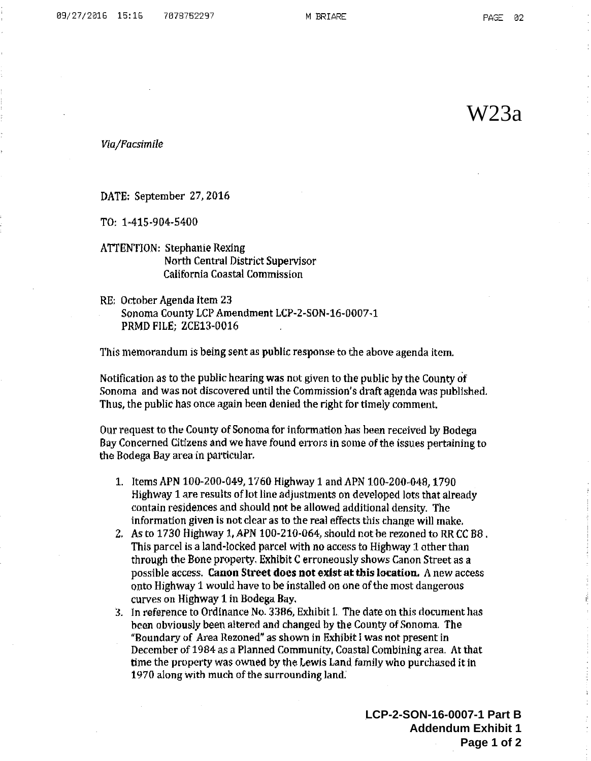W23a

*Via/Facsimile*

DATE: September 27, 2016

TO: 1-415-904-5400

ATTENTION: Stephanie Rexing
North Central District Supervisor
California Coastal Commission

RE: October Agenda Item 23
Sonoma County LCP Amendment LCP-2-SON-16-0007-1
PRMD FILE; ZCE13-0016

This memorandum is being sent as public response to the above agenda item.

Notification as to the public hearing was not given to the public by the County of Sonoma and was not discovered until the Commission's draft agenda was published. Thus, the public has once again been denied the right for timely comment.

Our request to the County of Sonoma for information has been received by Bodega Bay Concerned Citizens and we have found errors in some of the issues pertaining to the Bodega Bay area in particular.

1. Items APN 100-200-049, 1760 Highway 1 and APN 100-200-048, 1790 Highway 1 are results of lot line adjustments on developed lots that already contain residences and should not be allowed additional density. The information given is not clear as to the real effects this change will make.
2. As to 1730 Highway 1, APN 100-210-064, should not be rezoned to RR CC B8. This parcel is a land-locked parcel with no access to Highway 1 other than through the Bone property. Exhibit C erroneously shows Canon Street as a possible access. **Canon Street does not exist at this location.** A new access onto Highway 1 would have to be installed on one of the most dangerous curves on Highway 1 in Bodega Bay.
3. In reference to Ordinance No. 3386, Exhibit I. The date on this document has been obviously been altered and changed by the County of Sonoma. The "Boundary of Area Rezoned" as shown in Exhibit I was not present in December of 1984 as a Planned Community, Coastal Combining area. At that time the property was owned by the Lewis Land family who purchased it in 1970 along with much of the surrounding land.

**LCP-2-SON-16-0007-1 Part B**
**Addendum Exhibit 1**
**Page 1 of 2**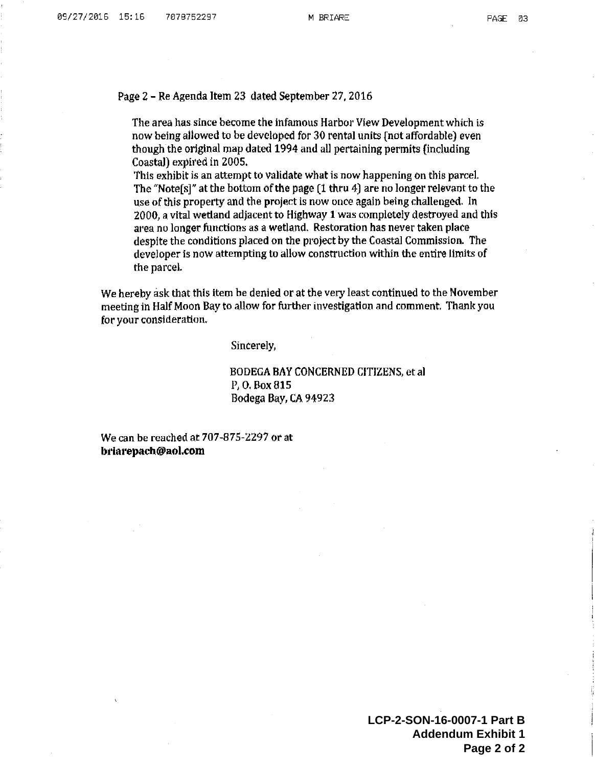Page 2 – Re Agenda Item 23 dated September 27, 2016

The area has since become the infamous Harbor View Development which is now being allowed to be developed for 30 rental units (not affordable) even though the original map dated 1994 and all pertaining permits (including Coastal) expired in 2005.

This exhibit is an attempt to validate what is now happening on this parcel. The "Note[s]" at the bottom of the page (1 thru 4) are no longer relevant to the use of this property and the project is now once again being challenged. In 2000, a vital wetland adjacent to Highway 1 was completely destroyed and this area no longer functions as a wetland. Restoration has never taken place despite the conditions placed on the project by the Coastal Commission. The developer is now attempting to allow construction within the entire limits of the parcel.

We hereby ask that this item be denied or at the very least continued to the November meeting in Half Moon Bay to allow for further investigation and comment. Thank you for your consideration.

Sincerely,

BODEGA BAY CONCERNED CITIZENS, et al
P. O. Box 815
Bodega Bay, CA 94923

We can be reached at 707-875-2297 or at **briarepach@aol.com**

**LCP-2-SON-16-0007-1 Part B**
**Addendum Exhibit 1**
**Page 2 of 2**